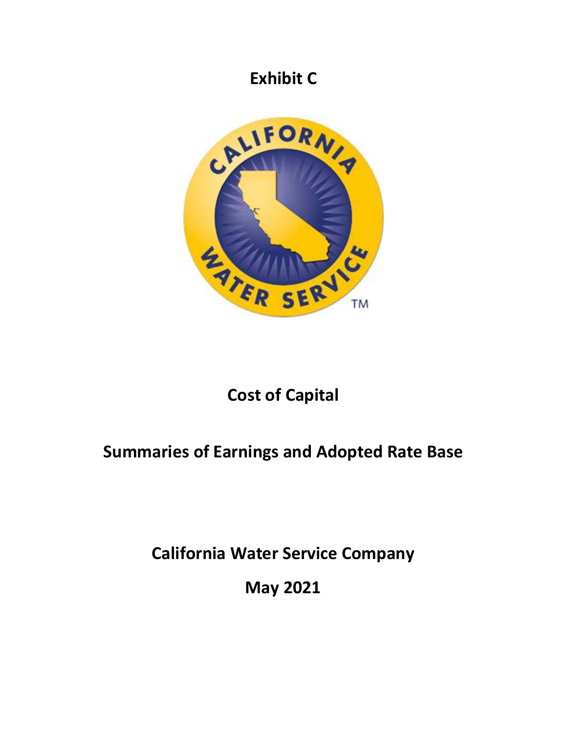# Exhibit C

# Cost of Capital

# Summaries of Earnings and Adopted Rate Base

# California Water Service Company

# May 2021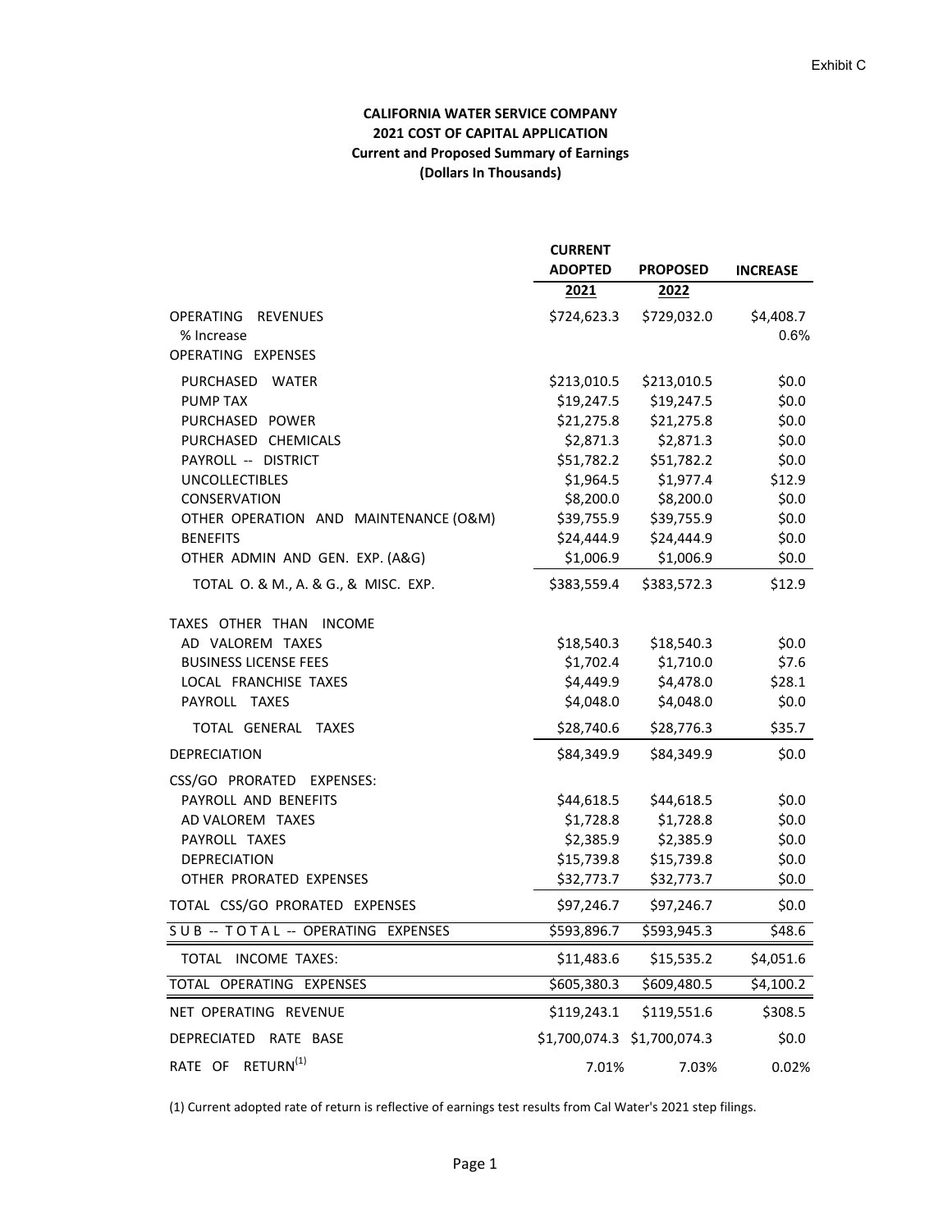Exhibit C

**CALIFORNIA WATER SERVICE COMPANY**
**2021 COST OF CAPITAL APPLICATION**
**Current and Proposed Summary of Earnings**
**(Dollars In Thousands)**

| | CURRENT ADOPTED 2021 | PROPOSED 2022 | INCREASE |
|---|---|---|---|
| OPERATING REVENUES | $724,623.3 | $729,032.0 | $4,408.7 |
| % Increase | | | 0.6% |
| OPERATING EXPENSES | | | |
| PURCHASED WATER | $213,010.5 | $213,010.5 | $0.0 |
| PUMP TAX | $19,247.5 | $19,247.5 | $0.0 |
| PURCHASED POWER | $21,275.8 | $21,275.8 | $0.0 |
| PURCHASED CHEMICALS | $2,871.3 | $2,871.3 | $0.0 |
| PAYROLL -- DISTRICT | $51,782.2 | $51,782.2 | $0.0 |
| UNCOLLECTIBLES | $1,964.5 | $1,977.4 | $12.9 |
| CONSERVATION | $8,200.0 | $8,200.0 | $0.0 |
| OTHER OPERATION AND MAINTENANCE (O&M) | $39,755.9 | $39,755.9 | $0.0 |
| BENEFITS | $24,444.9 | $24,444.9 | $0.0 |
| OTHER ADMIN AND GEN. EXP. (A&G) | $1,006.9 | $1,006.9 | $0.0 |
| TOTAL O. & M., A. & G., & MISC. EXP. | $383,559.4 | $383,572.3 | $12.9 |
| TAXES OTHER THAN INCOME | | | |
| AD VALOREM TAXES | $18,540.3 | $18,540.3 | $0.0 |
| BUSINESS LICENSE FEES | $1,702.4 | $1,710.0 | $7.6 |
| LOCAL FRANCHISE TAXES | $4,449.9 | $4,478.0 | $28.1 |
| PAYROLL TAXES | $4,048.0 | $4,048.0 | $0.0 |
| TOTAL GENERAL TAXES | $28,740.6 | $28,776.3 | $35.7 |
| DEPRECIATION | $84,349.9 | $84,349.9 | $0.0 |
| CSS/GO PRORATED EXPENSES: | | | |
| PAYROLL AND BENEFITS | $44,618.5 | $44,618.5 | $0.0 |
| AD VALOREM TAXES | $1,728.8 | $1,728.8 | $0.0 |
| PAYROLL TAXES | $2,385.9 | $2,385.9 | $0.0 |
| DEPRECIATION | $15,739.8 | $15,739.8 | $0.0 |
| OTHER PRORATED EXPENSES | $32,773.7 | $32,773.7 | $0.0 |
| TOTAL CSS/GO PRORATED EXPENSES | $97,246.7 | $97,246.7 | $0.0 |
| SUB -- TOTAL -- OPERATING EXPENSES | $593,896.7 | $593,945.3 | $48.6 |
| TOTAL INCOME TAXES: | $11,483.6 | $15,535.2 | $4,051.6 |
| TOTAL OPERATING EXPENSES | $605,380.3 | $609,480.5 | $4,100.2 |
| NET OPERATING REVENUE | $119,243.1 | $119,551.6 | $308.5 |
| DEPRECIATED RATE BASE | $1,700,074.3 | $1,700,074.3 | $0.0 |
| RATE OF RETURN[(1)] | 7.01% | 7.03% | 0.02% |

(1) Current adopted rate of return is reflective of earnings test results from Cal Water's 2021 step filings.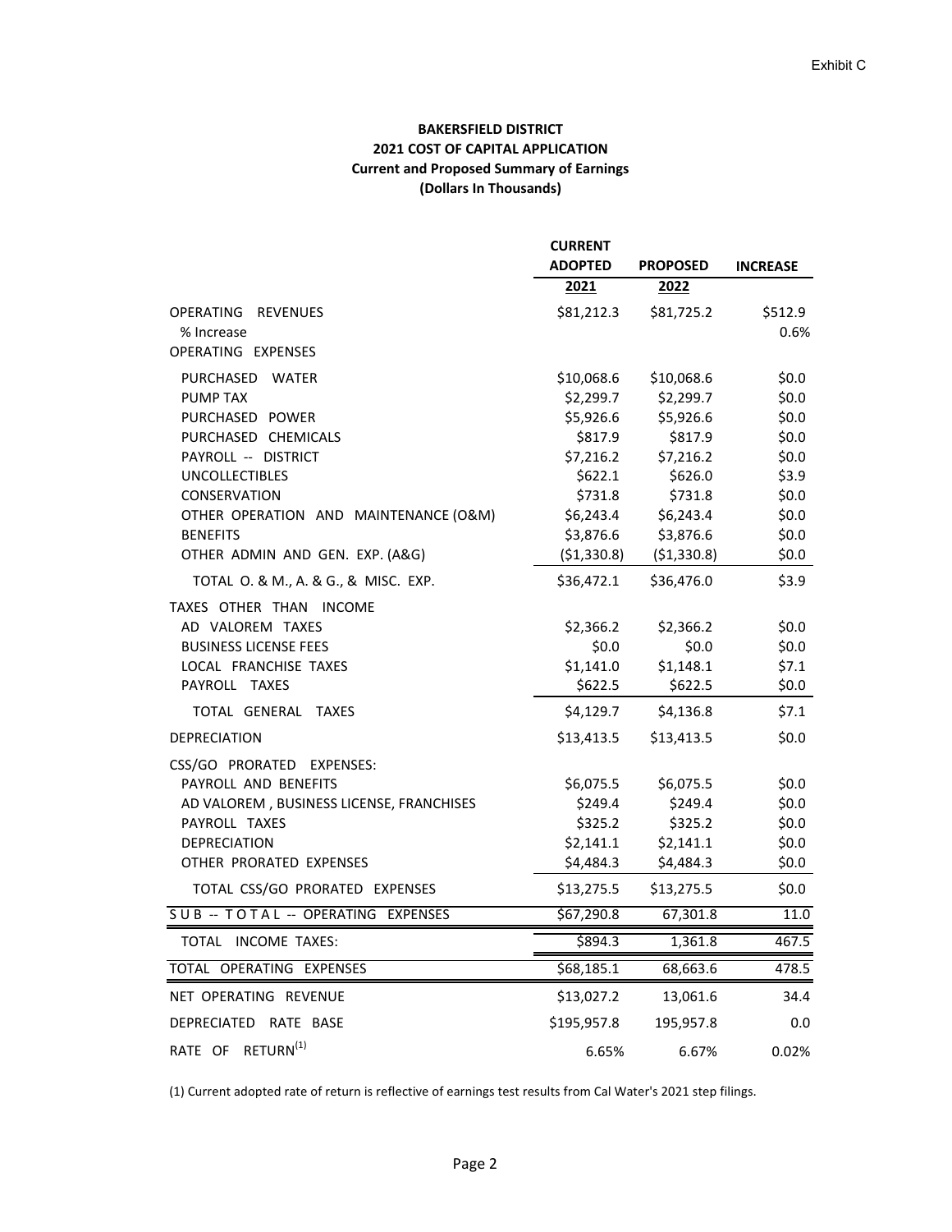Exhibit C

**BAKERSFIELD DISTRICT**
**2021 COST OF CAPITAL APPLICATION**
**Current and Proposed Summary of Earnings**
**(Dollars In Thousands)**

| | CURRENT ADOPTED 2021 | PROPOSED 2022 | INCREASE |
|---|---|---|---|
| OPERATING REVENUES | \$81,212.3 | \$81,725.2 | \$512.9 |
| % Increase | | | 0.6% |
| OPERATING EXPENSES | | | |
| PURCHASED WATER | \$10,068.6 | \$10,068.6 | \$0.0 |
| PUMP TAX | \$2,299.7 | \$2,299.7 | \$0.0 |
| PURCHASED POWER | \$5,926.6 | \$5,926.6 | \$0.0 |
| PURCHASED CHEMICALS | \$817.9 | \$817.9 | \$0.0 |
| PAYROLL -- DISTRICT | \$7,216.2 | \$7,216.2 | \$0.0 |
| UNCOLLECTIBLES | \$622.1 | \$626.0 | \$3.9 |
| CONSERVATION | \$731.8 | \$731.8 | \$0.0 |
| OTHER OPERATION AND MAINTENANCE (O&M) | \$6,243.4 | \$6,243.4 | \$0.0 |
| BENEFITS | \$3,876.6 | \$3,876.6 | \$0.0 |
| OTHER ADMIN AND GEN. EXP. (A&G) | (\$1,330.8) | (\$1,330.8) | \$0.0 |
| TOTAL O. & M., A. & G., & MISC. EXP. | \$36,472.1 | \$36,476.0 | \$3.9 |
| TAXES OTHER THAN INCOME | | | |
| AD VALOREM TAXES | \$2,366.2 | \$2,366.2 | \$0.0 |
| BUSINESS LICENSE FEES | \$0.0 | \$0.0 | \$0.0 |
| LOCAL FRANCHISE TAXES | \$1,141.0 | \$1,148.1 | \$7.1 |
| PAYROLL TAXES | \$622.5 | \$622.5 | \$0.0 |
| TOTAL GENERAL TAXES | \$4,129.7 | \$4,136.8 | \$7.1 |
| DEPRECIATION | \$13,413.5 | \$13,413.5 | \$0.0 |
| CSS/GO PRORATED EXPENSES: | | | |
| PAYROLL AND BENEFITS | \$6,075.5 | \$6,075.5 | \$0.0 |
| AD VALOREM , BUSINESS LICENSE, FRANCHISES | \$249.4 | \$249.4 | \$0.0 |
| PAYROLL TAXES | \$325.2 | \$325.2 | \$0.0 |
| DEPRECIATION | \$2,141.1 | \$2,141.1 | \$0.0 |
| OTHER PRORATED EXPENSES | \$4,484.3 | \$4,484.3 | \$0.0 |
| TOTAL CSS/GO PRORATED EXPENSES | \$13,275.5 | \$13,275.5 | \$0.0 |
| SUB -- TOTAL -- OPERATING EXPENSES | \$67,290.8 | 67,301.8 | 11.0 |
| TOTAL INCOME TAXES: | \$894.3 | 1,361.8 | 467.5 |
| TOTAL OPERATING EXPENSES | \$68,185.1 | 68,663.6 | 478.5 |
| NET OPERATING REVENUE | \$13,027.2 | 13,061.6 | 34.4 |
| DEPRECIATED RATE BASE | \$195,957.8 | 195,957.8 | 0.0 |
| RATE OF RETURN(1) | 6.65% | 6.67% | 0.02% |

(1) Current adopted rate of return is reflective of earnings test results from Cal Water's 2021 step filings.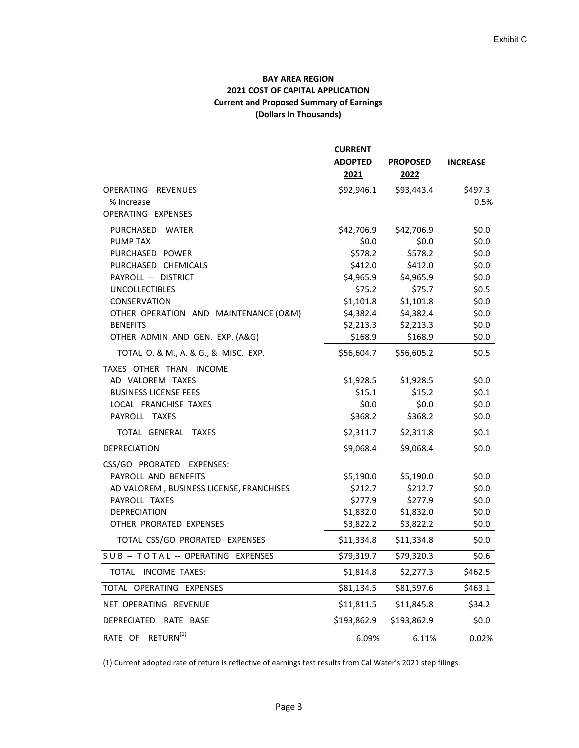Exhibit C

**BAY AREA REGION**
**2021 COST OF CAPITAL APPLICATION**
**Current and Proposed Summary of Earnings**
**(Dollars In Thousands)**

| | CURRENT ADOPTED 2021 | PROPOSED 2022 | INCREASE |
|---|---|---|---|
| OPERATING REVENUES | \$92,946.1 | \$93,443.4 | \$497.3 |
| % Increase | | | 0.5% |
| OPERATING EXPENSES | | | |
| PURCHASED WATER | \$42,706.9 | \$42,706.9 | \$0.0 |
| PUMP TAX | \$0.0 | \$0.0 | \$0.0 |
| PURCHASED POWER | \$578.2 | \$578.2 | \$0.0 |
| PURCHASED CHEMICALS | \$412.0 | \$412.0 | \$0.0 |
| PAYROLL -- DISTRICT | \$4,965.9 | \$4,965.9 | \$0.0 |
| UNCOLLECTIBLES | \$75.2 | \$75.7 | \$0.5 |
| CONSERVATION | \$1,101.8 | \$1,101.8 | \$0.0 |
| OTHER OPERATION AND MAINTENANCE (O&M) | \$4,382.4 | \$4,382.4 | \$0.0 |
| BENEFITS | \$2,213.3 | \$2,213.3 | \$0.0 |
| OTHER ADMIN AND GEN. EXP. (A&G) | \$168.9 | \$168.9 | \$0.0 |
| TOTAL O. & M., A. & G., & MISC. EXP. | \$56,604.7 | \$56,605.2 | \$0.5 |
| TAXES OTHER THAN INCOME | | | |
| AD VALOREM TAXES | \$1,928.5 | \$1,928.5 | \$0.0 |
| BUSINESS LICENSE FEES | \$15.1 | \$15.2 | \$0.1 |
| LOCAL FRANCHISE TAXES | \$0.0 | \$0.0 | \$0.0 |
| PAYROLL TAXES | \$368.2 | \$368.2 | \$0.0 |
| TOTAL GENERAL TAXES | \$2,311.7 | \$2,311.8 | \$0.1 |
| DEPRECIATION | \$9,068.4 | \$9,068.4 | \$0.0 |
| CSS/GO PRORATED EXPENSES: | | | |
| PAYROLL AND BENEFITS | \$5,190.0 | \$5,190.0 | \$0.0 |
| AD VALOREM , BUSINESS LICENSE, FRANCHISES | \$212.7 | \$212.7 | \$0.0 |
| PAYROLL TAXES | \$277.9 | \$277.9 | \$0.0 |
| DEPRECIATION | \$1,832.0 | \$1,832.0 | \$0.0 |
| OTHER PRORATED EXPENSES | \$3,822.2 | \$3,822.2 | \$0.0 |
| TOTAL CSS/GO PRORATED EXPENSES | \$11,334.8 | \$11,334.8 | \$0.0 |
| SUB -- TOTAL -- OPERATING EXPENSES | \$79,319.7 | \$79,320.3 | \$0.6 |
| TOTAL INCOME TAXES: | \$1,814.8 | \$2,277.3 | \$462.5 |
| TOTAL OPERATING EXPENSES | \$81,134.5 | \$81,597.6 | \$463.1 |
| NET OPERATING REVENUE | \$11,811.5 | \$11,845.8 | \$34.2 |
| DEPRECIATED RATE BASE | \$193,862.9 | \$193,862.9 | \$0.0 |
| RATE OF RETURN[1] | 6.09% | 6.11% | 0.02% |

(1) Current adopted rate of return is reflective of earnings test results from Cal Water's 2021 step filings.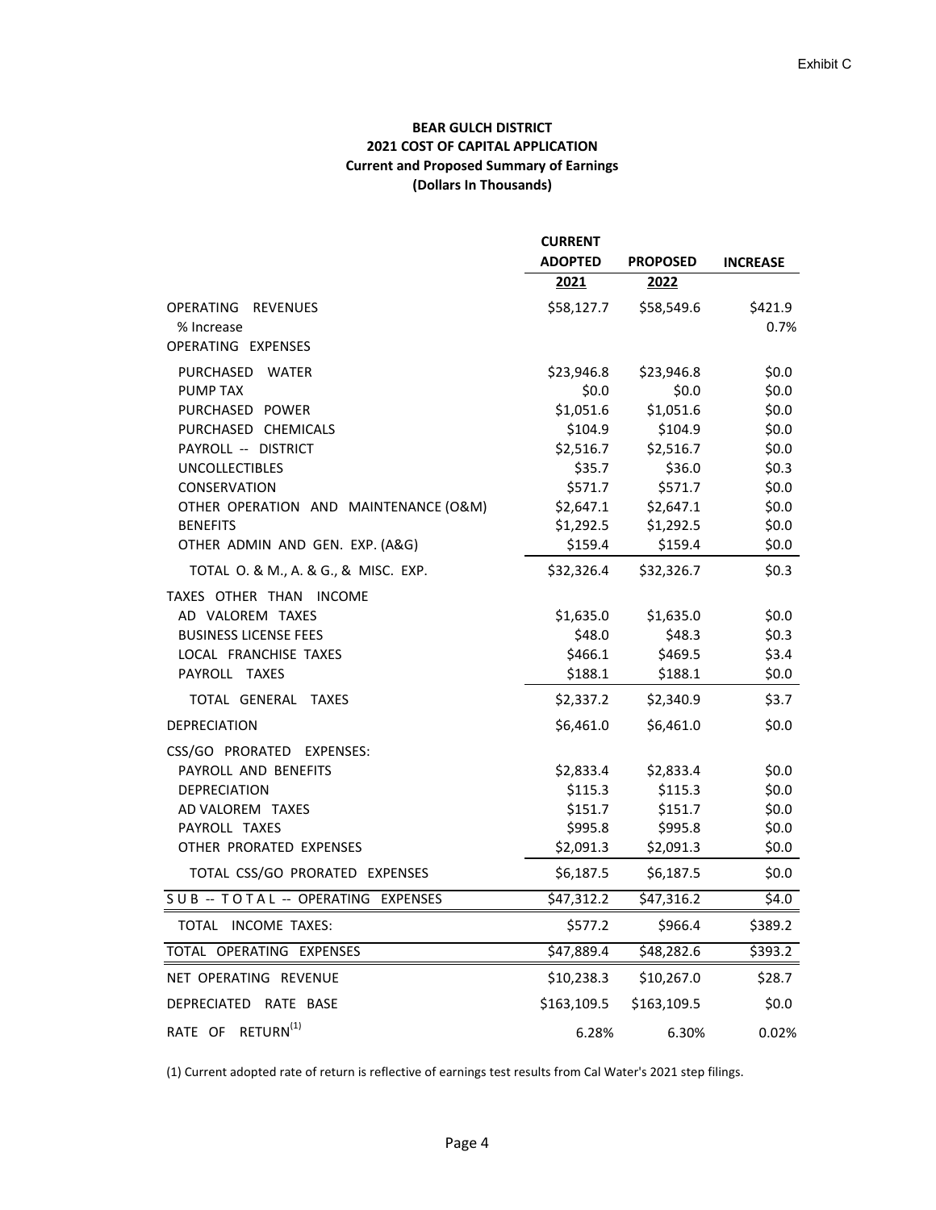Exhibit C

**BEAR GULCH DISTRICT**
**2021 COST OF CAPITAL APPLICATION**
**Current and Proposed Summary of Earnings**
**(Dollars In Thousands)**

| | CURRENT ADOPTED 2021 | PROPOSED 2022 | INCREASE |
|---|---|---|---|
| OPERATING REVENUES | $58,127.7 | $58,549.6 | $421.9 |
| % Increase | | | 0.7% |
| OPERATING EXPENSES | | | |
| PURCHASED WATER | $23,946.8 | $23,946.8 | $0.0 |
| PUMP TAX | $0.0 | $0.0 | $0.0 |
| PURCHASED POWER | $1,051.6 | $1,051.6 | $0.0 |
| PURCHASED CHEMICALS | $104.9 | $104.9 | $0.0 |
| PAYROLL -- DISTRICT | $2,516.7 | $2,516.7 | $0.0 |
| UNCOLLECTIBLES | $35.7 | $36.0 | $0.3 |
| CONSERVATION | $571.7 | $571.7 | $0.0 |
| OTHER OPERATION AND MAINTENANCE (O&M) | $2,647.1 | $2,647.1 | $0.0 |
| BENEFITS | $1,292.5 | $1,292.5 | $0.0 |
| OTHER ADMIN AND GEN. EXP. (A&G) | $159.4 | $159.4 | $0.0 |
| TOTAL O. & M., A. & G., & MISC. EXP. | $32,326.4 | $32,326.7 | $0.3 |
| TAXES OTHER THAN INCOME | | | |
| AD VALOREM TAXES | $1,635.0 | $1,635.0 | $0.0 |
| BUSINESS LICENSE FEES | $48.0 | $48.3 | $0.3 |
| LOCAL FRANCHISE TAXES | $466.1 | $469.5 | $3.4 |
| PAYROLL TAXES | $188.1 | $188.1 | $0.0 |
| TOTAL GENERAL TAXES | $2,337.2 | $2,340.9 | $3.7 |
| DEPRECIATION | $6,461.0 | $6,461.0 | $0.0 |
| CSS/GO PRORATED EXPENSES: | | | |
| PAYROLL AND BENEFITS | $2,833.4 | $2,833.4 | $0.0 |
| DEPRECIATION | $115.3 | $115.3 | $0.0 |
| AD VALOREM TAXES | $151.7 | $151.7 | $0.0 |
| PAYROLL TAXES | $995.8 | $995.8 | $0.0 |
| OTHER PRORATED EXPENSES | $2,091.3 | $2,091.3 | $0.0 |
| TOTAL CSS/GO PRORATED EXPENSES | $6,187.5 | $6,187.5 | $0.0 |
| SUB -- TOTAL -- OPERATING EXPENSES | $47,312.2 | $47,316.2 | $4.0 |
| TOTAL INCOME TAXES: | $577.2 | $966.4 | $389.2 |
| TOTAL OPERATING EXPENSES | $47,889.4 | $48,282.6 | $393.2 |
| NET OPERATING REVENUE | $10,238.3 | $10,267.0 | $28.7 |
| DEPRECIATED RATE BASE | $163,109.5 | $163,109.5 | $0.0 |
| RATE OF RETURN[1] | 6.28% | 6.30% | 0.02% |

(1) Current adopted rate of return is reflective of earnings test results from Cal Water's 2021 step filings.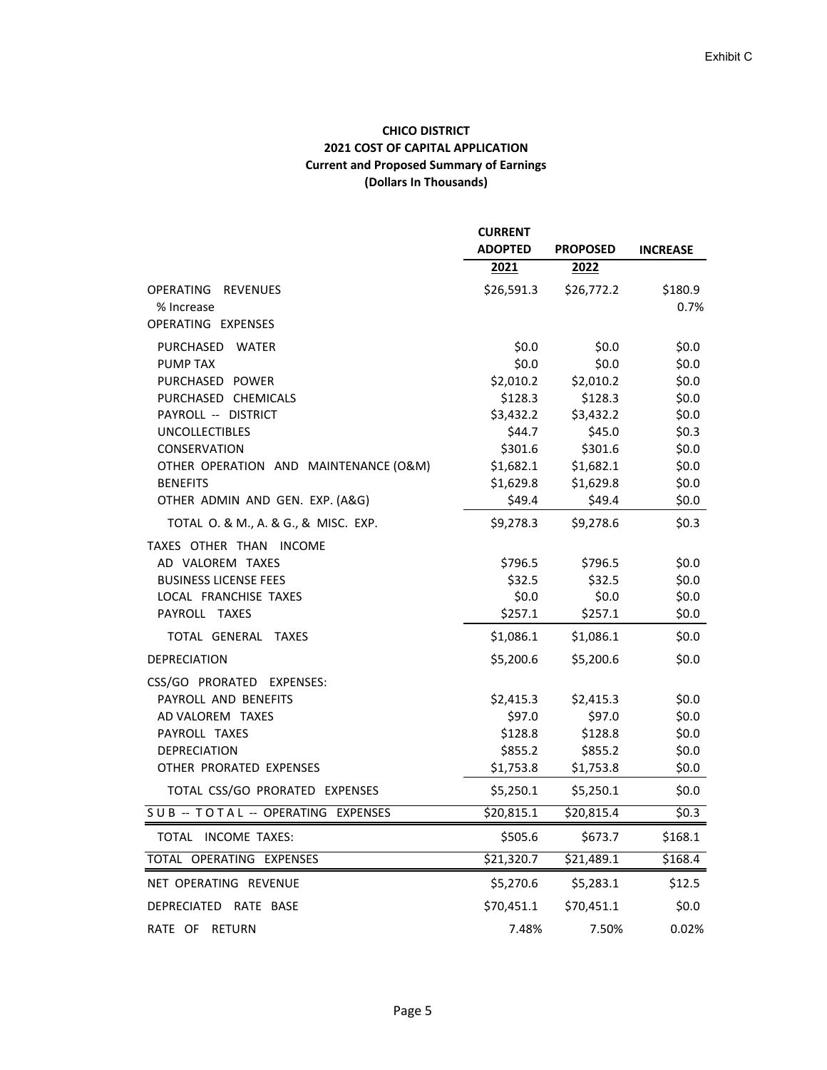Exhibit C

**CHICO DISTRICT**
**2021 COST OF CAPITAL APPLICATION**
**Current and Proposed Summary of Earnings**
**(Dollars In Thousands)**

| | CURRENT ADOPTED 2021 | PROPOSED 2022 | INCREASE |
|---|---|---|---|
| OPERATING REVENUES | \$26,591.3 | \$26,772.2 | \$180.9 |
| % Increase | | | 0.7% |
| OPERATING EXPENSES | | | |
| PURCHASED WATER | \$0.0 | \$0.0 | \$0.0 |
| PUMP TAX | \$0.0 | \$0.0 | \$0.0 |
| PURCHASED POWER | \$2,010.2 | \$2,010.2 | \$0.0 |
| PURCHASED CHEMICALS | \$128.3 | \$128.3 | \$0.0 |
| PAYROLL -- DISTRICT | \$3,432.2 | \$3,432.2 | \$0.0 |
| UNCOLLECTIBLES | \$44.7 | \$45.0 | \$0.3 |
| CONSERVATION | \$301.6 | \$301.6 | \$0.0 |
| OTHER OPERATION AND MAINTENANCE (O&M) | \$1,682.1 | \$1,682.1 | \$0.0 |
| BENEFITS | \$1,629.8 | \$1,629.8 | \$0.0 |
| OTHER ADMIN AND GEN. EXP. (A&G) | \$49.4 | \$49.4 | \$0.0 |
| TOTAL O. & M., A. & G., & MISC. EXP. | \$9,278.3 | \$9,278.6 | \$0.3 |
| TAXES OTHER THAN INCOME | | | |
| AD VALOREM TAXES | \$796.5 | \$796.5 | \$0.0 |
| BUSINESS LICENSE FEES | \$32.5 | \$32.5 | \$0.0 |
| LOCAL FRANCHISE TAXES | \$0.0 | \$0.0 | \$0.0 |
| PAYROLL TAXES | \$257.1 | \$257.1 | \$0.0 |
| TOTAL GENERAL TAXES | \$1,086.1 | \$1,086.1 | \$0.0 |
| DEPRECIATION | \$5,200.6 | \$5,200.6 | \$0.0 |
| CSS/GO PRORATED EXPENSES: | | | |
| PAYROLL AND BENEFITS | \$2,415.3 | \$2,415.3 | \$0.0 |
| AD VALOREM TAXES | \$97.0 | \$97.0 | \$0.0 |
| PAYROLL TAXES | \$128.8 | \$128.8 | \$0.0 |
| DEPRECIATION | \$855.2 | \$855.2 | \$0.0 |
| OTHER PRORATED EXPENSES | \$1,753.8 | \$1,753.8 | \$0.0 |
| TOTAL CSS/GO PRORATED EXPENSES | \$5,250.1 | \$5,250.1 | \$0.0 |
| SUB -- TOTAL -- OPERATING EXPENSES | \$20,815.1 | \$20,815.4 | \$0.3 |
| TOTAL INCOME TAXES: | \$505.6 | \$673.7 | \$168.1 |
| TOTAL OPERATING EXPENSES | \$21,320.7 | \$21,489.1 | \$168.4 |
| NET OPERATING REVENUE | \$5,270.6 | \$5,283.1 | \$12.5 |
| DEPRECIATED RATE BASE | \$70,451.1 | \$70,451.1 | \$0.0 |
| RATE OF RETURN | 7.48% | 7.50% | 0.02% |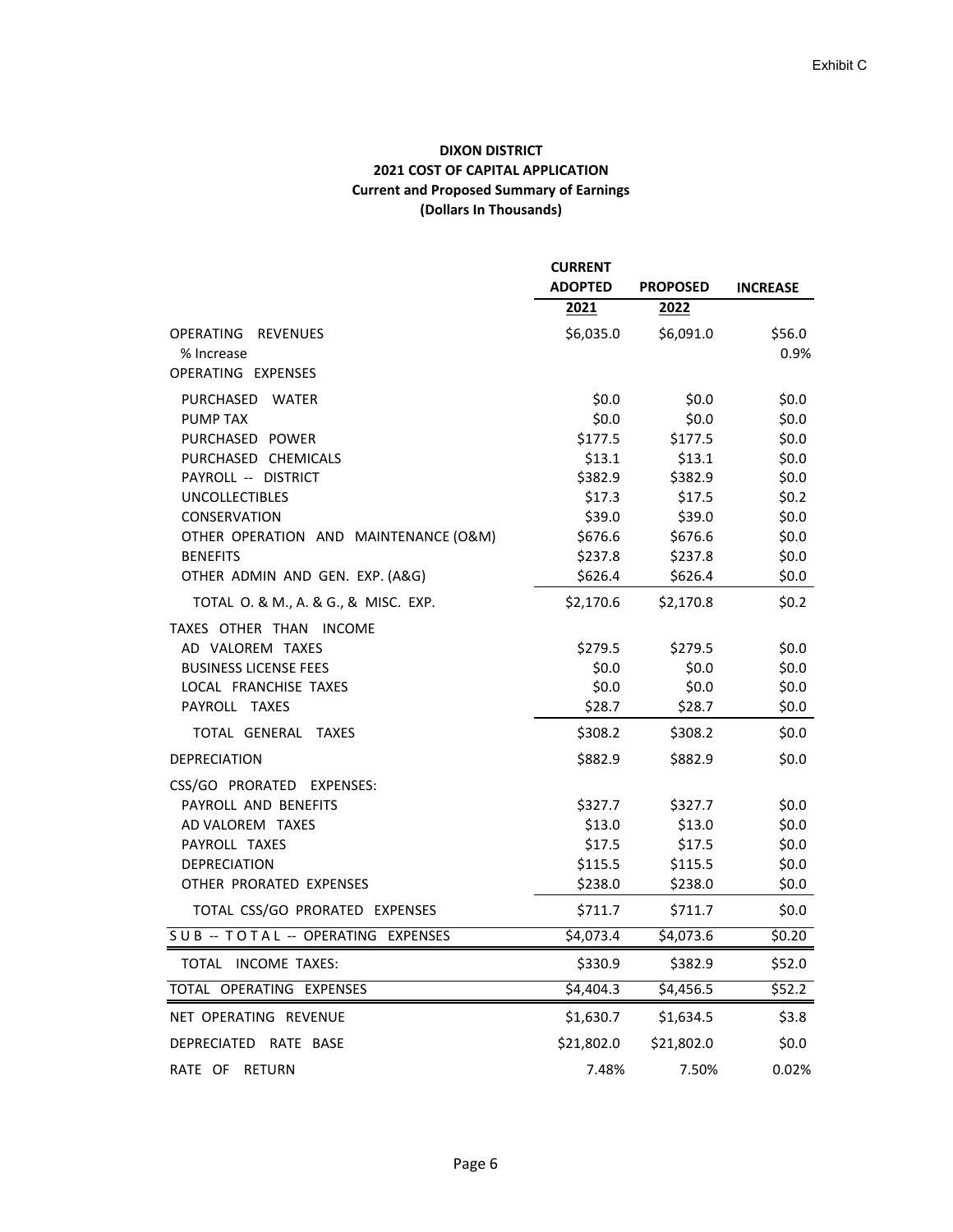Exhibit C

**DIXON DISTRICT**
**2021 COST OF CAPITAL APPLICATION**
**Current and Proposed Summary of Earnings**
**(Dollars In Thousands)**

| | CURRENT ADOPTED 2021 | PROPOSED 2022 | INCREASE |
|---|---|---|---|
| OPERATING REVENUES | $6,035.0 | $6,091.0 | $56.0 |
| % Increase | | | 0.9% |
| OPERATING EXPENSES | | | |
| PURCHASED WATER | $0.0 | $0.0 | $0.0 |
| PUMP TAX | $0.0 | $0.0 | $0.0 |
| PURCHASED POWER | $177.5 | $177.5 | $0.0 |
| PURCHASED CHEMICALS | $13.1 | $13.1 | $0.0 |
| PAYROLL -- DISTRICT | $382.9 | $382.9 | $0.0 |
| UNCOLLECTIBLES | $17.3 | $17.5 | $0.2 |
| CONSERVATION | $39.0 | $39.0 | $0.0 |
| OTHER OPERATION AND MAINTENANCE (O&M) | $676.6 | $676.6 | $0.0 |
| BENEFITS | $237.8 | $237.8 | $0.0 |
| OTHER ADMIN AND GEN. EXP. (A&G) | $626.4 | $626.4 | $0.0 |
| TOTAL O. & M., A. & G., & MISC. EXP. | $2,170.6 | $2,170.8 | $0.2 |
| TAXES OTHER THAN INCOME | | | |
| AD VALOREM TAXES | $279.5 | $279.5 | $0.0 |
| BUSINESS LICENSE FEES | $0.0 | $0.0 | $0.0 |
| LOCAL FRANCHISE TAXES | $0.0 | $0.0 | $0.0 |
| PAYROLL TAXES | $28.7 | $28.7 | $0.0 |
| TOTAL GENERAL TAXES | $308.2 | $308.2 | $0.0 |
| DEPRECIATION | $882.9 | $882.9 | $0.0 |
| CSS/GO PRORATED EXPENSES: | | | |
| PAYROLL AND BENEFITS | $327.7 | $327.7 | $0.0 |
| AD VALOREM TAXES | $13.0 | $13.0 | $0.0 |
| PAYROLL TAXES | $17.5 | $17.5 | $0.0 |
| DEPRECIATION | $115.5 | $115.5 | $0.0 |
| OTHER PRORATED EXPENSES | $238.0 | $238.0 | $0.0 |
| TOTAL CSS/GO PRORATED EXPENSES | $711.7 | $711.7 | $0.0 |
| SUB -- TOTAL -- OPERATING EXPENSES | $4,073.4 | $4,073.6 | $0.20 |
| TOTAL INCOME TAXES: | $330.9 | $382.9 | $52.0 |
| TOTAL OPERATING EXPENSES | $4,404.3 | $4,456.5 | $52.2 |
| NET OPERATING REVENUE | $1,630.7 | $1,634.5 | $3.8 |
| DEPRECIATED RATE BASE | $21,802.0 | $21,802.0 | $0.0 |
| RATE OF RETURN | 7.48% | 7.50% | 0.02% |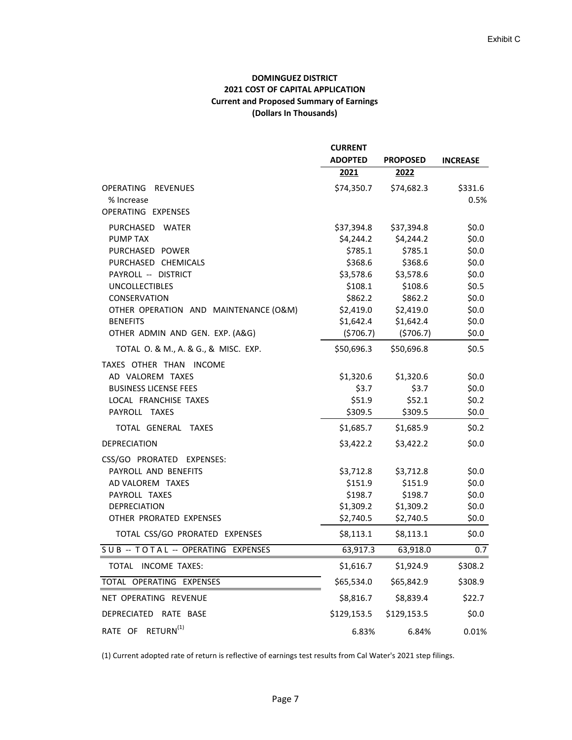Exhibit C

**DOMINGUEZ DISTRICT**
**2021 COST OF CAPITAL APPLICATION**
**Current and Proposed Summary of Earnings**
**(Dollars In Thousands)**

| | CURRENT ADOPTED 2021 | PROPOSED 2022 | INCREASE |
|---|---|---|---|
| OPERATING REVENUES | $74,350.7 | $74,682.3 | $331.6 |
| % Increase | | | 0.5% |
| OPERATING EXPENSES | | | |
| PURCHASED WATER | $37,394.8 | $37,394.8 | $0.0 |
| PUMP TAX | $4,244.2 | $4,244.2 | $0.0 |
| PURCHASED POWER | $785.1 | $785.1 | $0.0 |
| PURCHASED CHEMICALS | $368.6 | $368.6 | $0.0 |
| PAYROLL -- DISTRICT | $3,578.6 | $3,578.6 | $0.0 |
| UNCOLLECTIBLES | $108.1 | $108.6 | $0.5 |
| CONSERVATION | $862.2 | $862.2 | $0.0 |
| OTHER OPERATION AND MAINTENANCE (O&M) | $2,419.0 | $2,419.0 | $0.0 |
| BENEFITS | $1,642.4 | $1,642.4 | $0.0 |
| OTHER ADMIN AND GEN. EXP. (A&G) | ($706.7) | ($706.7) | $0.0 |
| TOTAL O. & M., A. & G., & MISC. EXP. | $50,696.3 | $50,696.8 | $0.5 |
| TAXES OTHER THAN INCOME | | | |
| AD VALOREM TAXES | $1,320.6 | $1,320.6 | $0.0 |
| BUSINESS LICENSE FEES | $3.7 | $3.7 | $0.0 |
| LOCAL FRANCHISE TAXES | $51.9 | $52.1 | $0.2 |
| PAYROLL TAXES | $309.5 | $309.5 | $0.0 |
| TOTAL GENERAL TAXES | $1,685.7 | $1,685.9 | $0.2 |
| DEPRECIATION | $3,422.2 | $3,422.2 | $0.0 |
| CSS/GO PRORATED EXPENSES: | | | |
| PAYROLL AND BENEFITS | $3,712.8 | $3,712.8 | $0.0 |
| AD VALOREM TAXES | $151.9 | $151.9 | $0.0 |
| PAYROLL TAXES | $198.7 | $198.7 | $0.0 |
| DEPRECIATION | $1,309.2 | $1,309.2 | $0.0 |
| OTHER PRORATED EXPENSES | $2,740.5 | $2,740.5 | $0.0 |
| TOTAL CSS/GO PRORATED EXPENSES | $8,113.1 | $8,113.1 | $0.0 |
| SUB -- TOTAL -- OPERATING EXPENSES | 63,917.3 | 63,918.0 | 0.7 |
| TOTAL INCOME TAXES: | $1,616.7 | $1,924.9 | $308.2 |
| TOTAL OPERATING EXPENSES | $65,534.0 | $65,842.9 | $308.9 |
| NET OPERATING REVENUE | $8,816.7 | $8,839.4 | $22.7 |
| DEPRECIATED RATE BASE | $129,153.5 | $129,153.5 | $0.0 |
| RATE OF RETURN[(1)] | 6.83% | 6.84% | 0.01% |

(1) Current adopted rate of return is reflective of earnings test results from Cal Water's 2021 step filings.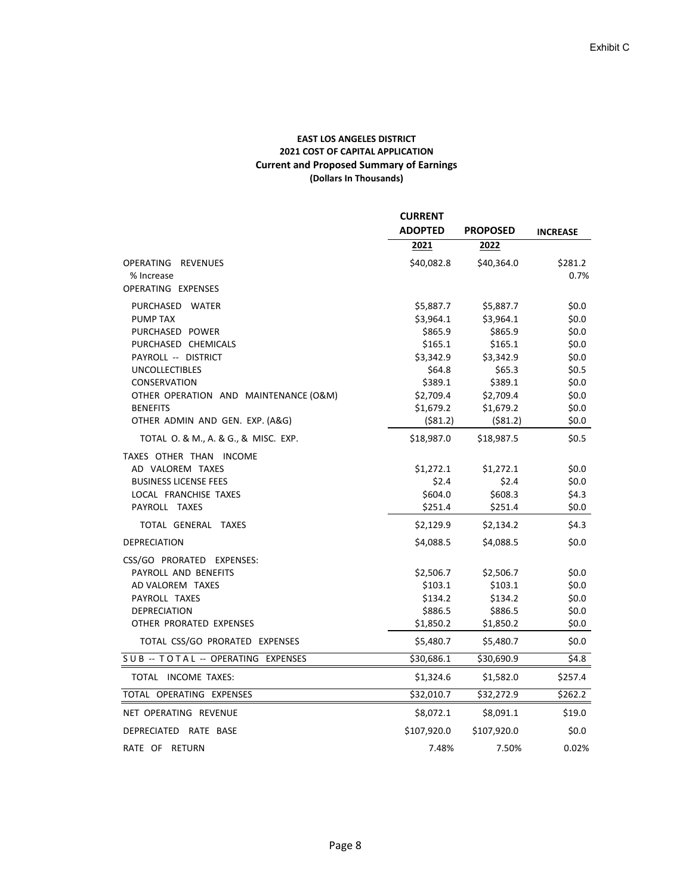Exhibit C

**EAST LOS ANGELES DISTRICT**
**2021 COST OF CAPITAL APPLICATION**
**Current and Proposed Summary of Earnings**
**(Dollars In Thousands)**

| | CURRENT ADOPTED 2021 | PROPOSED 2022 | INCREASE |
|---|---|---|---|
| OPERATING REVENUES | $40,082.8 | $40,364.0 | $281.2 |
| % Increase | | | 0.7% |
| OPERATING EXPENSES | | | |
| PURCHASED WATER | $5,887.7 | $5,887.7 | $0.0 |
| PUMP TAX | $3,964.1 | $3,964.1 | $0.0 |
| PURCHASED POWER | $865.9 | $865.9 | $0.0 |
| PURCHASED CHEMICALS | $165.1 | $165.1 | $0.0 |
| PAYROLL -- DISTRICT | $3,342.9 | $3,342.9 | $0.0 |
| UNCOLLECTIBLES | $64.8 | $65.3 | $0.5 |
| CONSERVATION | $389.1 | $389.1 | $0.0 |
| OTHER OPERATION AND MAINTENANCE (O&M) | $2,709.4 | $2,709.4 | $0.0 |
| BENEFITS | $1,679.2 | $1,679.2 | $0.0 |
| OTHER ADMIN AND GEN. EXP. (A&G) | ($81.2) | ($81.2) | $0.0 |
| TOTAL O. & M., A. & G., & MISC. EXP. | $18,987.0 | $18,987.5 | $0.5 |
| TAXES OTHER THAN INCOME | | | |
| AD VALOREM TAXES | $1,272.1 | $1,272.1 | $0.0 |
| BUSINESS LICENSE FEES | $2.4 | $2.4 | $0.0 |
| LOCAL FRANCHISE TAXES | $604.0 | $608.3 | $4.3 |
| PAYROLL TAXES | $251.4 | $251.4 | $0.0 |
| TOTAL GENERAL TAXES | $2,129.9 | $2,134.2 | $4.3 |
| DEPRECIATION | $4,088.5 | $4,088.5 | $0.0 |
| CSS/GO PRORATED EXPENSES: | | | |
| PAYROLL AND BENEFITS | $2,506.7 | $2,506.7 | $0.0 |
| AD VALOREM TAXES | $103.1 | $103.1 | $0.0 |
| PAYROLL TAXES | $134.2 | $134.2 | $0.0 |
| DEPRECIATION | $886.5 | $886.5 | $0.0 |
| OTHER PRORATED EXPENSES | $1,850.2 | $1,850.2 | $0.0 |
| TOTAL CSS/GO PRORATED EXPENSES | $5,480.7 | $5,480.7 | $0.0 |
| SUB -- TOTAL -- OPERATING EXPENSES | $30,686.1 | $30,690.9 | $4.8 |
| TOTAL INCOME TAXES: | $1,324.6 | $1,582.0 | $257.4 |
| TOTAL OPERATING EXPENSES | $32,010.7 | $32,272.9 | $262.2 |
| NET OPERATING REVENUE | $8,072.1 | $8,091.1 | $19.0 |
| DEPRECIATED RATE BASE | $107,920.0 | $107,920.0 | $0.0 |
| RATE OF RETURN | 7.48% | 7.50% | 0.02% |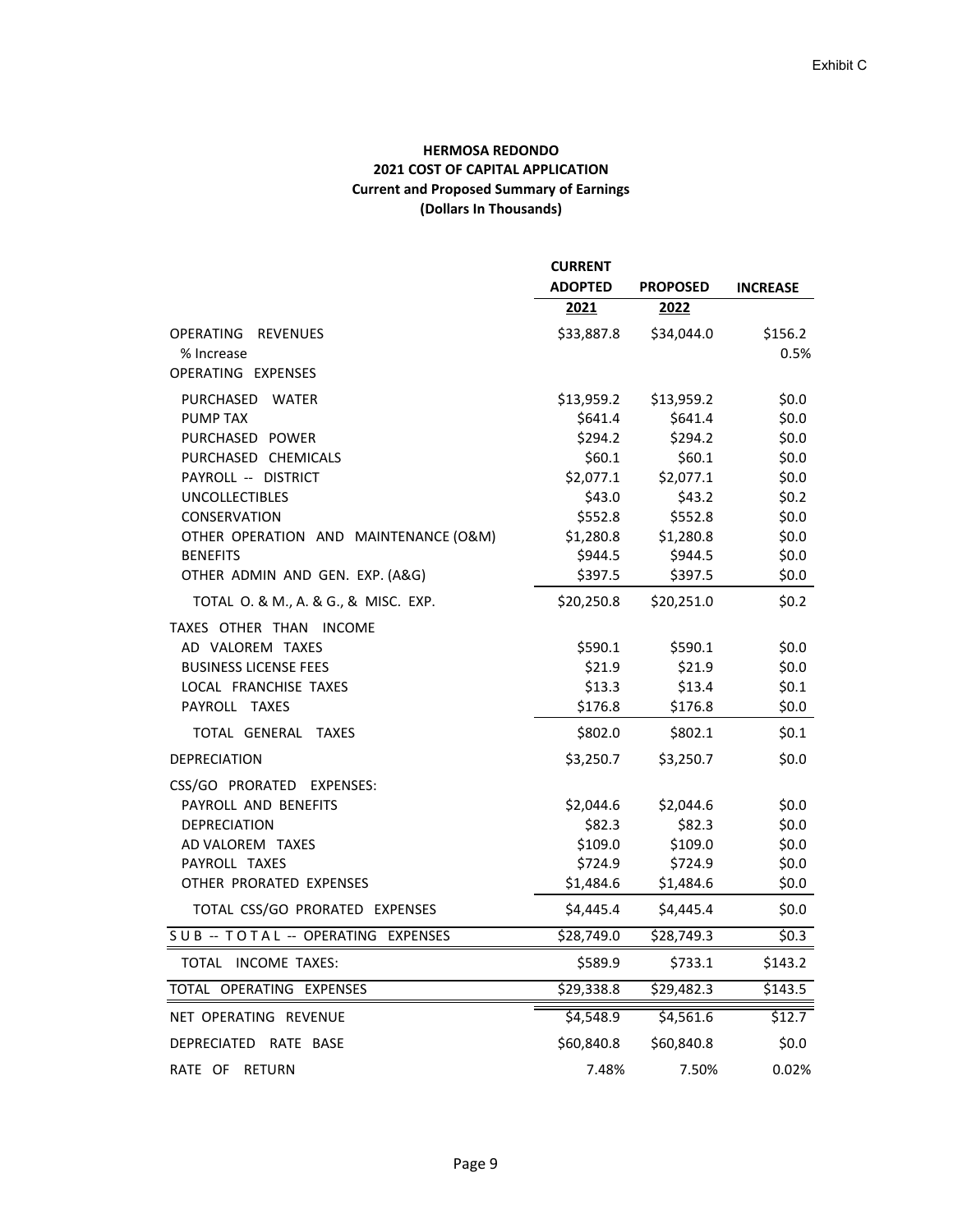Exhibit C

**HERMOSA REDONDO**
**2021 COST OF CAPITAL APPLICATION**
**Current and Proposed Summary of Earnings**
**(Dollars In Thousands)**

| | CURRENT ADOPTED 2021 | PROPOSED 2022 | INCREASE |
|---|---|---|---|
| OPERATING REVENUES | $33,887.8 | $34,044.0 | $156.2 |
| % Increase | | | 0.5% |
| OPERATING EXPENSES | | | |
| PURCHASED WATER | $13,959.2 | $13,959.2 | $0.0 |
| PUMP TAX | $641.4 | $641.4 | $0.0 |
| PURCHASED POWER | $294.2 | $294.2 | $0.0 |
| PURCHASED CHEMICALS | $60.1 | $60.1 | $0.0 |
| PAYROLL -- DISTRICT | $2,077.1 | $2,077.1 | $0.0 |
| UNCOLLECTIBLES | $43.0 | $43.2 | $0.2 |
| CONSERVATION | $552.8 | $552.8 | $0.0 |
| OTHER OPERATION AND MAINTENANCE (O&M) | $1,280.8 | $1,280.8 | $0.0 |
| BENEFITS | $944.5 | $944.5 | $0.0 |
| OTHER ADMIN AND GEN. EXP. (A&G) | $397.5 | $397.5 | $0.0 |
| TOTAL O. & M., A. & G., & MISC. EXP. | $20,250.8 | $20,251.0 | $0.2 |
| TAXES OTHER THAN INCOME | | | |
| AD VALOREM TAXES | $590.1 | $590.1 | $0.0 |
| BUSINESS LICENSE FEES | $21.9 | $21.9 | $0.0 |
| LOCAL FRANCHISE TAXES | $13.3 | $13.4 | $0.1 |
| PAYROLL TAXES | $176.8 | $176.8 | $0.0 |
| TOTAL GENERAL TAXES | $802.0 | $802.1 | $0.1 |
| DEPRECIATION | $3,250.7 | $3,250.7 | $0.0 |
| CSS/GO PRORATED EXPENSES: | | | |
| PAYROLL AND BENEFITS | $2,044.6 | $2,044.6 | $0.0 |
| DEPRECIATION | $82.3 | $82.3 | $0.0 |
| AD VALOREM TAXES | $109.0 | $109.0 | $0.0 |
| PAYROLL TAXES | $724.9 | $724.9 | $0.0 |
| OTHER PRORATED EXPENSES | $1,484.6 | $1,484.6 | $0.0 |
| TOTAL CSS/GO PRORATED EXPENSES | $4,445.4 | $4,445.4 | $0.0 |
| SUB -- TOTAL -- OPERATING EXPENSES | $28,749.0 | $28,749.3 | $0.3 |
| TOTAL INCOME TAXES: | $589.9 | $733.1 | $143.2 |
| TOTAL OPERATING EXPENSES | $29,338.8 | $29,482.3 | $143.5 |
| NET OPERATING REVENUE | $4,548.9 | $4,561.6 | $12.7 |
| DEPRECIATED RATE BASE | $60,840.8 | $60,840.8 | $0.0 |
| RATE OF RETURN | 7.48% | 7.50% | 0.02% |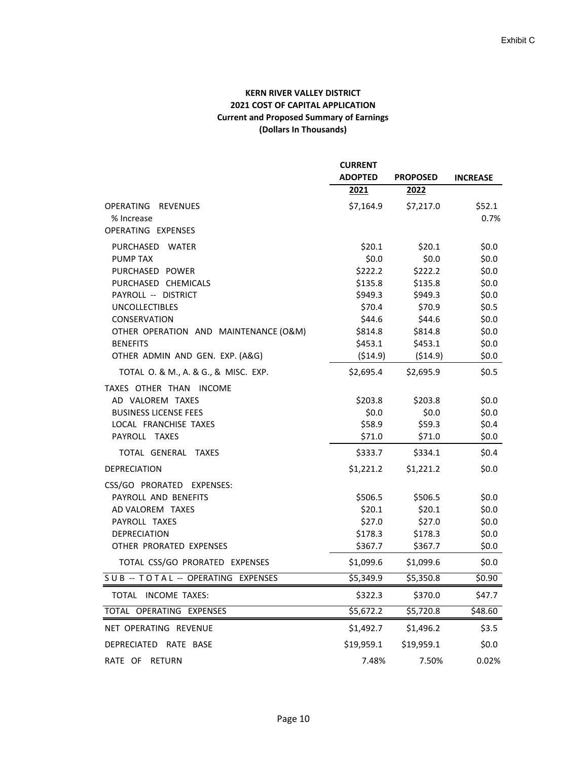Exhibit C

**KERN RIVER VALLEY DISTRICT**
**2021 COST OF CAPITAL APPLICATION**
**Current and Proposed Summary of Earnings**
**(Dollars In Thousands)**

| | CURRENT ADOPTED 2021 | PROPOSED 2022 | INCREASE |
|---|---|---|---|
| OPERATING REVENUES | \$7,164.9 | \$7,217.0 | \$52.1 |
| % Increase | | | 0.7% |
| OPERATING EXPENSES | | | |
| PURCHASED WATER | \$20.1 | \$20.1 | \$0.0 |
| PUMP TAX | \$0.0 | \$0.0 | \$0.0 |
| PURCHASED POWER | \$222.2 | \$222.2 | \$0.0 |
| PURCHASED CHEMICALS | \$135.8 | \$135.8 | \$0.0 |
| PAYROLL -- DISTRICT | \$949.3 | \$949.3 | \$0.0 |
| UNCOLLECTIBLES | \$70.4 | \$70.9 | \$0.5 |
| CONSERVATION | \$44.6 | \$44.6 | \$0.0 |
| OTHER OPERATION AND MAINTENANCE (O&M) | \$814.8 | \$814.8 | \$0.0 |
| BENEFITS | \$453.1 | \$453.1 | \$0.0 |
| OTHER ADMIN AND GEN. EXP. (A&G) | (\$14.9) | (\$14.9) | \$0.0 |
| TOTAL O. & M., A. & G., & MISC. EXP. | \$2,695.4 | \$2,695.9 | \$0.5 |
| TAXES OTHER THAN INCOME | | | |
| AD VALOREM TAXES | \$203.8 | \$203.8 | \$0.0 |
| BUSINESS LICENSE FEES | \$0.0 | \$0.0 | \$0.0 |
| LOCAL FRANCHISE TAXES | \$58.9 | \$59.3 | \$0.4 |
| PAYROLL TAXES | \$71.0 | \$71.0 | \$0.0 |
| TOTAL GENERAL TAXES | \$333.7 | \$334.1 | \$0.4 |
| DEPRECIATION | \$1,221.2 | \$1,221.2 | \$0.0 |
| CSS/GO PRORATED EXPENSES: | | | |
| PAYROLL AND BENEFITS | \$506.5 | \$506.5 | \$0.0 |
| AD VALOREM TAXES | \$20.1 | \$20.1 | \$0.0 |
| PAYROLL TAXES | \$27.0 | \$27.0 | \$0.0 |
| DEPRECIATION | \$178.3 | \$178.3 | \$0.0 |
| OTHER PRORATED EXPENSES | \$367.7 | \$367.7 | \$0.0 |
| TOTAL CSS/GO PRORATED EXPENSES | \$1,099.6 | \$1,099.6 | \$0.0 |
| S U B -- T O T A L -- OPERATING EXPENSES | \$5,349.9 | \$5,350.8 | \$0.90 |
| TOTAL INCOME TAXES: | \$322.3 | \$370.0 | \$47.7 |
| TOTAL OPERATING EXPENSES | \$5,672.2 | \$5,720.8 | \$48.60 |
| NET OPERATING REVENUE | \$1,492.7 | \$1,496.2 | \$3.5 |
| DEPRECIATED RATE BASE | \$19,959.1 | \$19,959.1 | \$0.0 |
| RATE OF RETURN | 7.48% | 7.50% | 0.02% |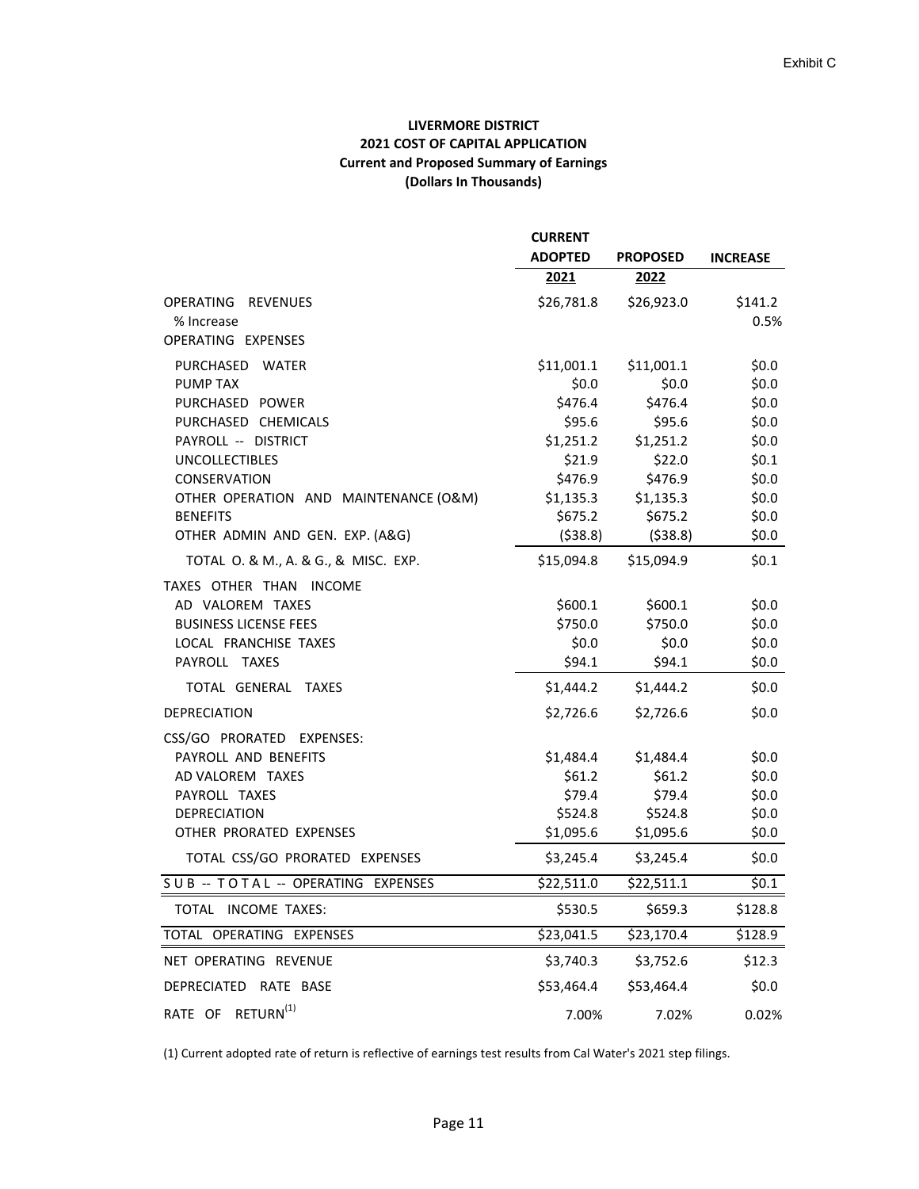Exhibit C

**LIVERMORE DISTRICT**
**2021 COST OF CAPITAL APPLICATION**
**Current and Proposed Summary of Earnings**
**(Dollars In Thousands)**

| | CURRENT ADOPTED 2021 | PROPOSED 2022 | INCREASE |
|---|---|---|---|
| OPERATING REVENUES | $26,781.8 | $26,923.0 | $141.2 |
| % Increase | | | 0.5% |
| OPERATING EXPENSES | | | |
| PURCHASED WATER | $11,001.1 | $11,001.1 | $0.0 |
| PUMP TAX | $0.0 | $0.0 | $0.0 |
| PURCHASED POWER | $476.4 | $476.4 | $0.0 |
| PURCHASED CHEMICALS | $95.6 | $95.6 | $0.0 |
| PAYROLL -- DISTRICT | $1,251.2 | $1,251.2 | $0.0 |
| UNCOLLECTIBLES | $21.9 | $22.0 | $0.1 |
| CONSERVATION | $476.9 | $476.9 | $0.0 |
| OTHER OPERATION AND MAINTENANCE (O&M) | $1,135.3 | $1,135.3 | $0.0 |
| BENEFITS | $675.2 | $675.2 | $0.0 |
| OTHER ADMIN AND GEN. EXP. (A&G) | ($38.8) | ($38.8) | $0.0 |
| TOTAL O. & M., A. & G., & MISC. EXP. | $15,094.8 | $15,094.9 | $0.1 |
| TAXES OTHER THAN INCOME | | | |
| AD VALOREM TAXES | $600.1 | $600.1 | $0.0 |
| BUSINESS LICENSE FEES | $750.0 | $750.0 | $0.0 |
| LOCAL FRANCHISE TAXES | $0.0 | $0.0 | $0.0 |
| PAYROLL TAXES | $94.1 | $94.1 | $0.0 |
| TOTAL GENERAL TAXES | $1,444.2 | $1,444.2 | $0.0 |
| DEPRECIATION | $2,726.6 | $2,726.6 | $0.0 |
| CSS/GO PRORATED EXPENSES: | | | |
| PAYROLL AND BENEFITS | $1,484.4 | $1,484.4 | $0.0 |
| AD VALOREM TAXES | $61.2 | $61.2 | $0.0 |
| PAYROLL TAXES | $79.4 | $79.4 | $0.0 |
| DEPRECIATION | $524.8 | $524.8 | $0.0 |
| OTHER PRORATED EXPENSES | $1,095.6 | $1,095.6 | $0.0 |
| TOTAL CSS/GO PRORATED EXPENSES | $3,245.4 | $3,245.4 | $0.0 |
| SUB -- TOTAL -- OPERATING EXPENSES | $22,511.0 | $22,511.1 | $0.1 |
| TOTAL INCOME TAXES: | $530.5 | $659.3 | $128.8 |
| TOTAL OPERATING EXPENSES | $23,041.5 | $23,170.4 | $128.9 |
| NET OPERATING REVENUE | $3,740.3 | $3,752.6 | $12.3 |
| DEPRECIATED RATE BASE | $53,464.4 | $53,464.4 | $0.0 |
| RATE OF RETURN[(1)] | 7.00% | 7.02% | 0.02% |

(1) Current adopted rate of return is reflective of earnings test results from Cal Water's 2021 step filings.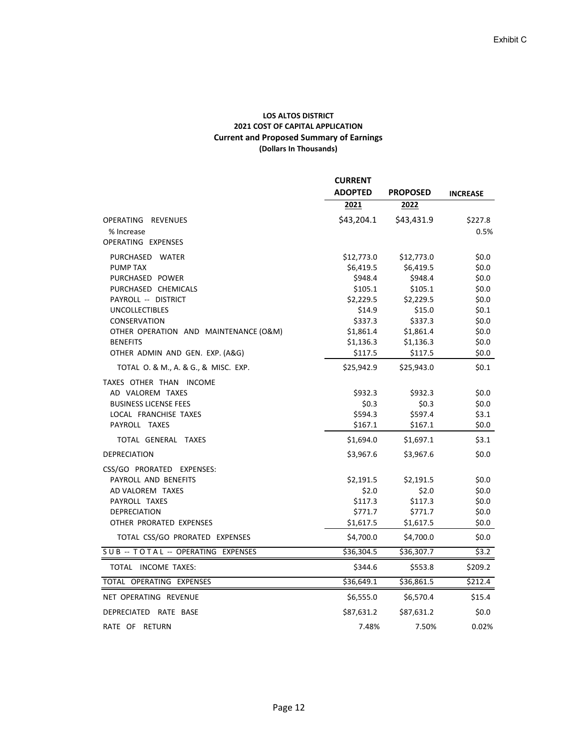Exhibit C

**LOS ALTOS DISTRICT**
**2021 COST OF CAPITAL APPLICATION**
**Current and Proposed Summary of Earnings**
**(Dollars In Thousands)**

| | CURRENT ADOPTED 2021 | PROPOSED 2022 | INCREASE |
|---|---|---|---|
| OPERATING REVENUES | $43,204.1 | $43,431.9 | $227.8 |
| % Increase | | | 0.5% |
| OPERATING EXPENSES | | | |
| PURCHASED WATER | $12,773.0 | $12,773.0 | $0.0 |
| PUMP TAX | $6,419.5 | $6,419.5 | $0.0 |
| PURCHASED POWER | $948.4 | $948.4 | $0.0 |
| PURCHASED CHEMICALS | $105.1 | $105.1 | $0.0 |
| PAYROLL -- DISTRICT | $2,229.5 | $2,229.5 | $0.0 |
| UNCOLLECTIBLES | $14.9 | $15.0 | $0.1 |
| CONSERVATION | $337.3 | $337.3 | $0.0 |
| OTHER OPERATION AND MAINTENANCE (O&M) | $1,861.4 | $1,861.4 | $0.0 |
| BENEFITS | $1,136.3 | $1,136.3 | $0.0 |
| OTHER ADMIN AND GEN. EXP. (A&G) | $117.5 | $117.5 | $0.0 |
| TOTAL O. & M., A. & G., & MISC. EXP. | $25,942.9 | $25,943.0 | $0.1 |
| TAXES OTHER THAN INCOME | | | |
| AD VALOREM TAXES | $932.3 | $932.3 | $0.0 |
| BUSINESS LICENSE FEES | $0.3 | $0.3 | $0.0 |
| LOCAL FRANCHISE TAXES | $594.3 | $597.4 | $3.1 |
| PAYROLL TAXES | $167.1 | $167.1 | $0.0 |
| TOTAL GENERAL TAXES | $1,694.0 | $1,697.1 | $3.1 |
| DEPRECIATION | $3,967.6 | $3,967.6 | $0.0 |
| CSS/GO PRORATED EXPENSES: | | | |
| PAYROLL AND BENEFITS | $2,191.5 | $2,191.5 | $0.0 |
| AD VALOREM TAXES | $2.0 | $2.0 | $0.0 |
| PAYROLL TAXES | $117.3 | $117.3 | $0.0 |
| DEPRECIATION | $771.7 | $771.7 | $0.0 |
| OTHER PRORATED EXPENSES | $1,617.5 | $1,617.5 | $0.0 |
| TOTAL CSS/GO PRORATED EXPENSES | $4,700.0 | $4,700.0 | $0.0 |
| SUB -- TOTAL -- OPERATING EXPENSES | $36,304.5 | $36,307.7 | $3.2 |
| TOTAL INCOME TAXES: | $344.6 | $553.8 | $209.2 |
| TOTAL OPERATING EXPENSES | $36,649.1 | $36,861.5 | $212.4 |
| NET OPERATING REVENUE | $6,555.0 | $6,570.4 | $15.4 |
| DEPRECIATED RATE BASE | $87,631.2 | $87,631.2 | $0.0 |
| RATE OF RETURN | 7.48% | 7.50% | 0.02% |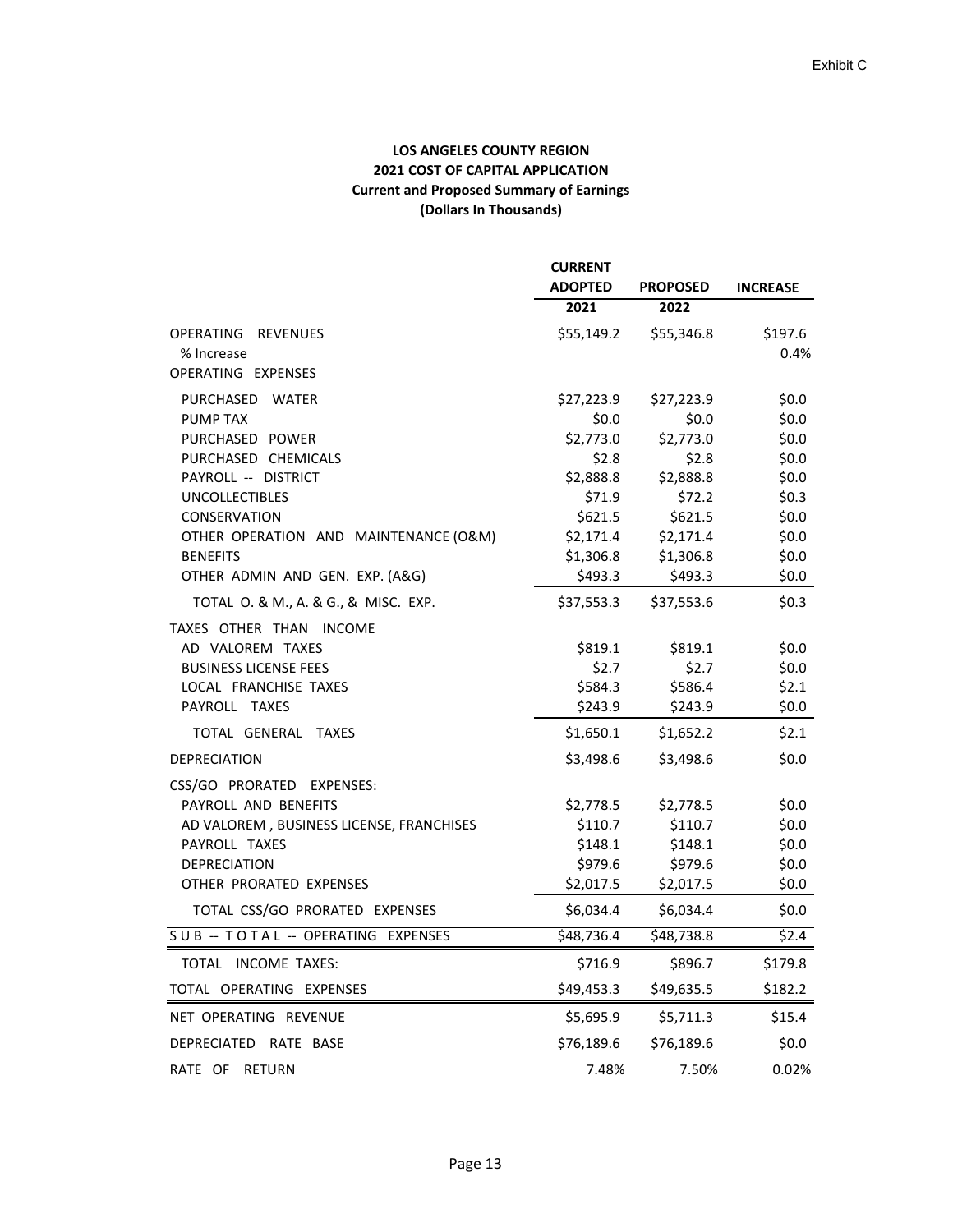Exhibit C

**LOS ANGELES COUNTY REGION**
**2021 COST OF CAPITAL APPLICATION**
**Current and Proposed Summary of Earnings**
**(Dollars In Thousands)**

| | CURRENT ADOPTED 2021 | PROPOSED 2022 | INCREASE |
|---|---|---|---|
| OPERATING REVENUES | $55,149.2 | $55,346.8 | $197.6 |
| % Increase | | | 0.4% |
| OPERATING EXPENSES | | | |
| PURCHASED WATER | $27,223.9 | $27,223.9 | $0.0 |
| PUMP TAX | $0.0 | $0.0 | $0.0 |
| PURCHASED POWER | $2,773.0 | $2,773.0 | $0.0 |
| PURCHASED CHEMICALS | $2.8 | $2.8 | $0.0 |
| PAYROLL -- DISTRICT | $2,888.8 | $2,888.8 | $0.0 |
| UNCOLLECTIBLES | $71.9 | $72.2 | $0.3 |
| CONSERVATION | $621.5 | $621.5 | $0.0 |
| OTHER OPERATION AND MAINTENANCE (O&M) | $2,171.4 | $2,171.4 | $0.0 |
| BENEFITS | $1,306.8 | $1,306.8 | $0.0 |
| OTHER ADMIN AND GEN. EXP. (A&G) | $493.3 | $493.3 | $0.0 |
| TOTAL O. & M., A. & G., & MISC. EXP. | $37,553.3 | $37,553.6 | $0.3 |
| TAXES OTHER THAN INCOME | | | |
| AD VALOREM TAXES | $819.1 | $819.1 | $0.0 |
| BUSINESS LICENSE FEES | $2.7 | $2.7 | $0.0 |
| LOCAL FRANCHISE TAXES | $584.3 | $586.4 | $2.1 |
| PAYROLL TAXES | $243.9 | $243.9 | $0.0 |
| TOTAL GENERAL TAXES | $1,650.1 | $1,652.2 | $2.1 |
| DEPRECIATION | $3,498.6 | $3,498.6 | $0.0 |
| CSS/GO PRORATED EXPENSES: | | | |
| PAYROLL AND BENEFITS | $2,778.5 | $2,778.5 | $0.0 |
| AD VALOREM , BUSINESS LICENSE, FRANCHISES | $110.7 | $110.7 | $0.0 |
| PAYROLL TAXES | $148.1 | $148.1 | $0.0 |
| DEPRECIATION | $979.6 | $979.6 | $0.0 |
| OTHER PRORATED EXPENSES | $2,017.5 | $2,017.5 | $0.0 |
| TOTAL CSS/GO PRORATED EXPENSES | $6,034.4 | $6,034.4 | $0.0 |
| SUB -- TOTAL -- OPERATING EXPENSES | $48,736.4 | $48,738.8 | $2.4 |
| TOTAL INCOME TAXES: | $716.9 | $896.7 | $179.8 |
| TOTAL OPERATING EXPENSES | $49,453.3 | $49,635.5 | $182.2 |
| NET OPERATING REVENUE | $5,695.9 | $5,711.3 | $15.4 |
| DEPRECIATED RATE BASE | $76,189.6 | $76,189.6 | $0.0 |
| RATE OF RETURN | 7.48% | 7.50% | 0.02% |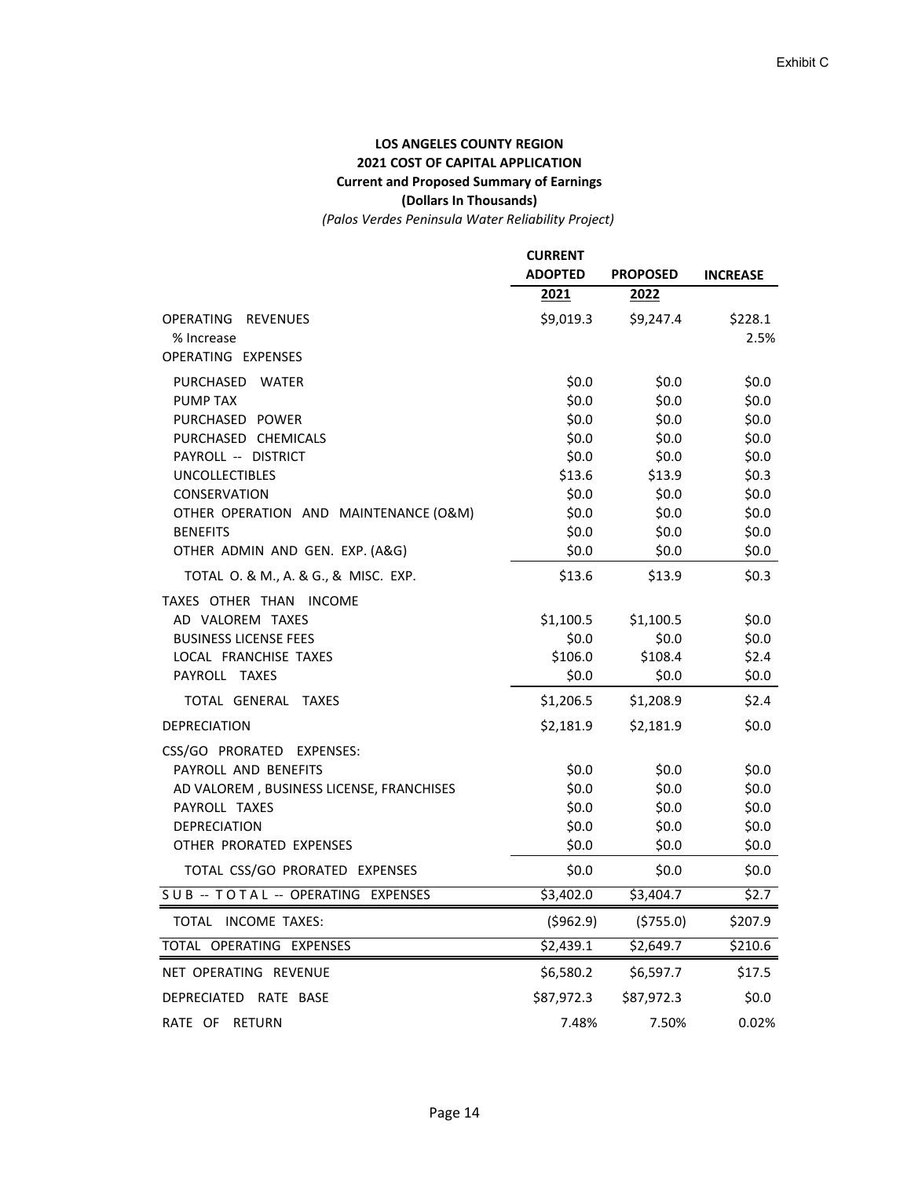Exhibit C

**LOS ANGELES COUNTY REGION**
**2021 COST OF CAPITAL APPLICATION**
**Current and Proposed Summary of Earnings**
**(Dollars In Thousands)**
*(Palos Verdes Peninsula Water Reliability Project)*

| | CURRENT ADOPTED 2021 | PROPOSED 2022 | INCREASE |
|---|---|---|---|
| OPERATING REVENUES | $9,019.3 | $9,247.4 | $228.1 |
| % Increase | | | 2.5% |
| OPERATING EXPENSES | | | |
| PURCHASED WATER | $0.0 | $0.0 | $0.0 |
| PUMP TAX | $0.0 | $0.0 | $0.0 |
| PURCHASED POWER | $0.0 | $0.0 | $0.0 |
| PURCHASED CHEMICALS | $0.0 | $0.0 | $0.0 |
| PAYROLL -- DISTRICT | $0.0 | $0.0 | $0.0 |
| UNCOLLECTIBLES | $13.6 | $13.9 | $0.3 |
| CONSERVATION | $0.0 | $0.0 | $0.0 |
| OTHER OPERATION AND MAINTENANCE (O&M) | $0.0 | $0.0 | $0.0 |
| BENEFITS | $0.0 | $0.0 | $0.0 |
| OTHER ADMIN AND GEN. EXP. (A&G) | $0.0 | $0.0 | $0.0 |
| TOTAL O. & M., A. & G., & MISC. EXP. | $13.6 | $13.9 | $0.3 |
| TAXES OTHER THAN INCOME | | | |
| AD VALOREM TAXES | $1,100.5 | $1,100.5 | $0.0 |
| BUSINESS LICENSE FEES | $0.0 | $0.0 | $0.0 |
| LOCAL FRANCHISE TAXES | $106.0 | $108.4 | $2.4 |
| PAYROLL TAXES | $0.0 | $0.0 | $0.0 |
| TOTAL GENERAL TAXES | $1,206.5 | $1,208.9 | $2.4 |
| DEPRECIATION | $2,181.9 | $2,181.9 | $0.0 |
| CSS/GO PRORATED EXPENSES: | | | |
| PAYROLL AND BENEFITS | $0.0 | $0.0 | $0.0 |
| AD VALOREM , BUSINESS LICENSE, FRANCHISES | $0.0 | $0.0 | $0.0 |
| PAYROLL TAXES | $0.0 | $0.0 | $0.0 |
| DEPRECIATION | $0.0 | $0.0 | $0.0 |
| OTHER PRORATED EXPENSES | $0.0 | $0.0 | $0.0 |
| TOTAL CSS/GO PRORATED EXPENSES | $0.0 | $0.0 | $0.0 |
| SUB -- TOTAL -- OPERATING EXPENSES | $3,402.0 | $3,404.7 | $2.7 |
| TOTAL INCOME TAXES: | ($962.9) | ($755.0) | $207.9 |
| TOTAL OPERATING EXPENSES | $2,439.1 | $2,649.7 | $210.6 |
| NET OPERATING REVENUE | $6,580.2 | $6,597.7 | $17.5 |
| DEPRECIATED RATE BASE | $87,972.3 | $87,972.3 | $0.0 |
| RATE OF RETURN | 7.48% | 7.50% | 0.02% |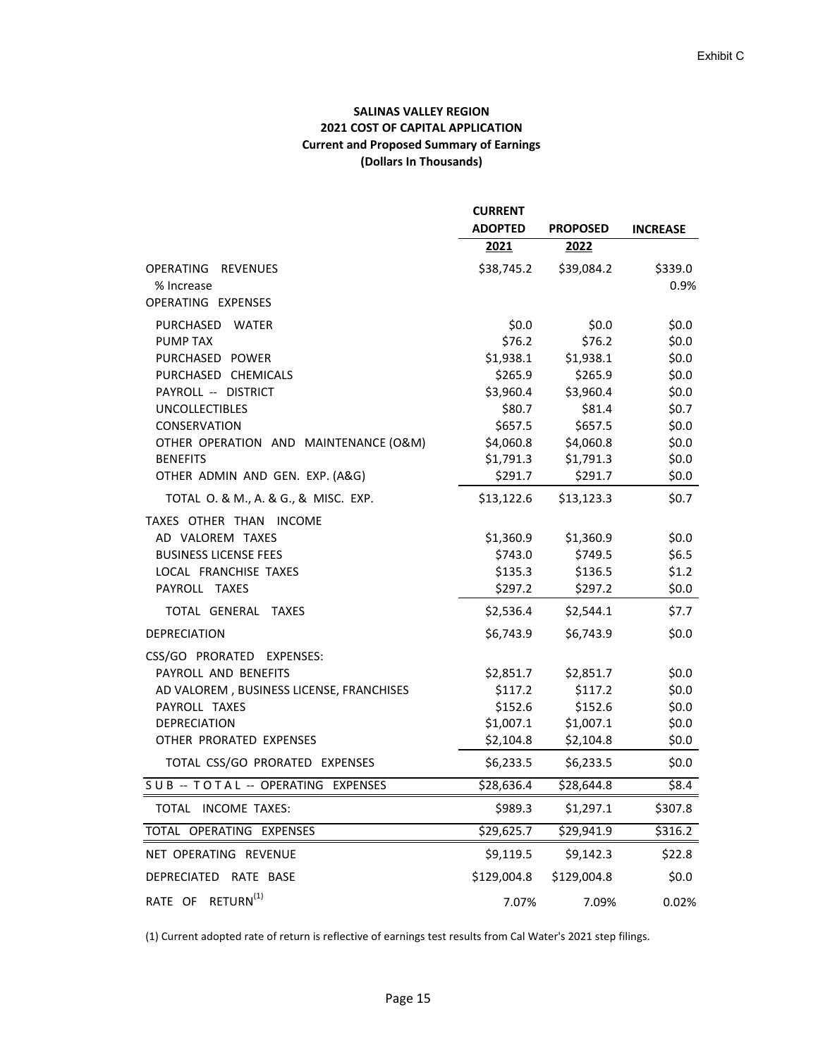Exhibit C

**SALINAS VALLEY REGION**
**2021 COST OF CAPITAL APPLICATION**
**Current and Proposed Summary of Earnings**
**(Dollars In Thousands)**

| | CURRENT ADOPTED 2021 | PROPOSED 2022 | INCREASE |
|---|---|---|---|
| OPERATING REVENUES | $38,745.2 | $39,084.2 | $339.0 |
| % Increase | | | 0.9% |
| OPERATING EXPENSES | | | |
| PURCHASED WATER | $0.0 | $0.0 | $0.0 |
| PUMP TAX | $76.2 | $76.2 | $0.0 |
| PURCHASED POWER | $1,938.1 | $1,938.1 | $0.0 |
| PURCHASED CHEMICALS | $265.9 | $265.9 | $0.0 |
| PAYROLL -- DISTRICT | $3,960.4 | $3,960.4 | $0.0 |
| UNCOLLECTIBLES | $80.7 | $81.4 | $0.7 |
| CONSERVATION | $657.5 | $657.5 | $0.0 |
| OTHER OPERATION AND MAINTENANCE (O&M) | $4,060.8 | $4,060.8 | $0.0 |
| BENEFITS | $1,791.3 | $1,791.3 | $0.0 |
| OTHER ADMIN AND GEN. EXP. (A&G) | $291.7 | $291.7 | $0.0 |
| TOTAL O. & M., A. & G., & MISC. EXP. | $13,122.6 | $13,123.3 | $0.7 |
| TAXES OTHER THAN INCOME | | | |
| AD VALOREM TAXES | $1,360.9 | $1,360.9 | $0.0 |
| BUSINESS LICENSE FEES | $743.0 | $749.5 | $6.5 |
| LOCAL FRANCHISE TAXES | $135.3 | $136.5 | $1.2 |
| PAYROLL TAXES | $297.2 | $297.2 | $0.0 |
| TOTAL GENERAL TAXES | $2,536.4 | $2,544.1 | $7.7 |
| DEPRECIATION | $6,743.9 | $6,743.9 | $0.0 |
| CSS/GO PRORATED EXPENSES: | | | |
| PAYROLL AND BENEFITS | $2,851.7 | $2,851.7 | $0.0 |
| AD VALOREM , BUSINESS LICENSE, FRANCHISES | $117.2 | $117.2 | $0.0 |
| PAYROLL TAXES | $152.6 | $152.6 | $0.0 |
| DEPRECIATION | $1,007.1 | $1,007.1 | $0.0 |
| OTHER PRORATED EXPENSES | $2,104.8 | $2,104.8 | $0.0 |
| TOTAL CSS/GO PRORATED EXPENSES | $6,233.5 | $6,233.5 | $0.0 |
| SUB -- TOTAL -- OPERATING EXPENSES | $28,636.4 | $28,644.8 | $8.4 |
| TOTAL INCOME TAXES: | $989.3 | $1,297.1 | $307.8 |
| TOTAL OPERATING EXPENSES | $29,625.7 | $29,941.9 | $316.2 |
| NET OPERATING REVENUE | $9,119.5 | $9,142.3 | $22.8 |
| DEPRECIATED RATE BASE | $129,004.8 | $129,004.8 | $0.0 |
| RATE OF RETURN[(1)] | 7.07% | 7.09% | 0.02% |

(1) Current adopted rate of return is reflective of earnings test results from Cal Water's 2021 step filings.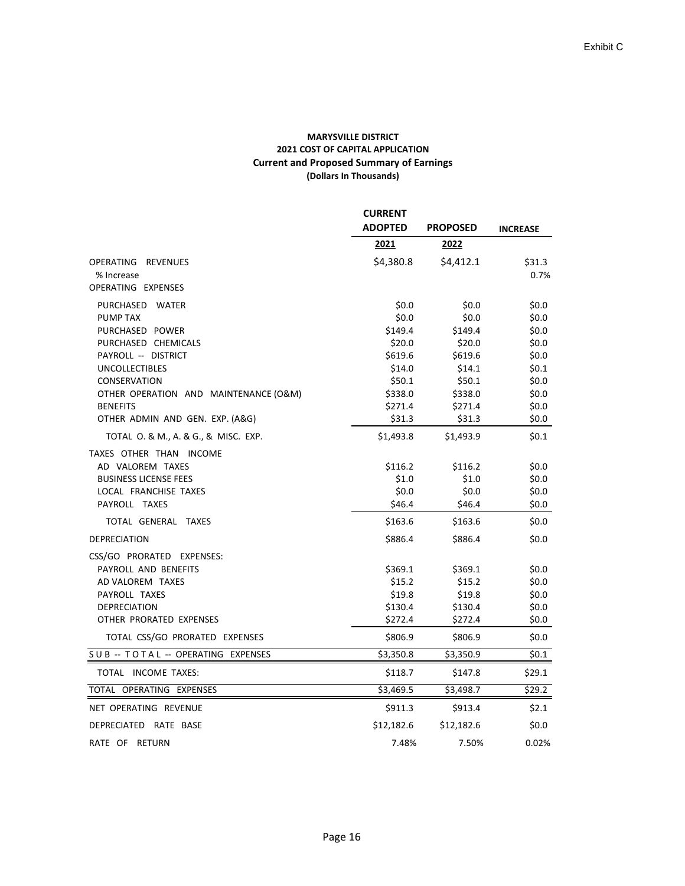Exhibit C

**MARYSVILLE DISTRICT**
**2021 COST OF CAPITAL APPLICATION**
**Current and Proposed Summary of Earnings**
**(Dollars In Thousands)**

| | CURRENT ADOPTED 2021 | PROPOSED 2022 | INCREASE |
|---|---|---|---|
| OPERATING REVENUES | $4,380.8 | $4,412.1 | $31.3 |
| % Increase | | | 0.7% |
| OPERATING EXPENSES | | | |
| PURCHASED WATER | $0.0 | $0.0 | $0.0 |
| PUMP TAX | $0.0 | $0.0 | $0.0 |
| PURCHASED POWER | $149.4 | $149.4 | $0.0 |
| PURCHASED CHEMICALS | $20.0 | $20.0 | $0.0 |
| PAYROLL -- DISTRICT | $619.6 | $619.6 | $0.0 |
| UNCOLLECTIBLES | $14.0 | $14.1 | $0.1 |
| CONSERVATION | $50.1 | $50.1 | $0.0 |
| OTHER OPERATION AND MAINTENANCE (O&M) | $338.0 | $338.0 | $0.0 |
| BENEFITS | $271.4 | $271.4 | $0.0 |
| OTHER ADMIN AND GEN. EXP. (A&G) | $31.3 | $31.3 | $0.0 |
| TOTAL O. & M., A. & G., & MISC. EXP. | $1,493.8 | $1,493.9 | $0.1 |
| TAXES OTHER THAN INCOME | | | |
| AD VALOREM TAXES | $116.2 | $116.2 | $0.0 |
| BUSINESS LICENSE FEES | $1.0 | $1.0 | $0.0 |
| LOCAL FRANCHISE TAXES | $0.0 | $0.0 | $0.0 |
| PAYROLL TAXES | $46.4 | $46.4 | $0.0 |
| TOTAL GENERAL TAXES | $163.6 | $163.6 | $0.0 |
| DEPRECIATION | $886.4 | $886.4 | $0.0 |
| CSS/GO PRORATED EXPENSES: | | | |
| PAYROLL AND BENEFITS | $369.1 | $369.1 | $0.0 |
| AD VALOREM TAXES | $15.2 | $15.2 | $0.0 |
| PAYROLL TAXES | $19.8 | $19.8 | $0.0 |
| DEPRECIATION | $130.4 | $130.4 | $0.0 |
| OTHER PRORATED EXPENSES | $272.4 | $272.4 | $0.0 |
| TOTAL CSS/GO PRORATED EXPENSES | $806.9 | $806.9 | $0.0 |
| SUB -- TOTAL -- OPERATING EXPENSES | $3,350.8 | $3,350.9 | $0.1 |
| TOTAL INCOME TAXES: | $118.7 | $147.8 | $29.1 |
| TOTAL OPERATING EXPENSES | $3,469.5 | $3,498.7 | $29.2 |
| NET OPERATING REVENUE | $911.3 | $913.4 | $2.1 |
| DEPRECIATED RATE BASE | $12,182.6 | $12,182.6 | $0.0 |
| RATE OF RETURN | 7.48% | 7.50% | 0.02% |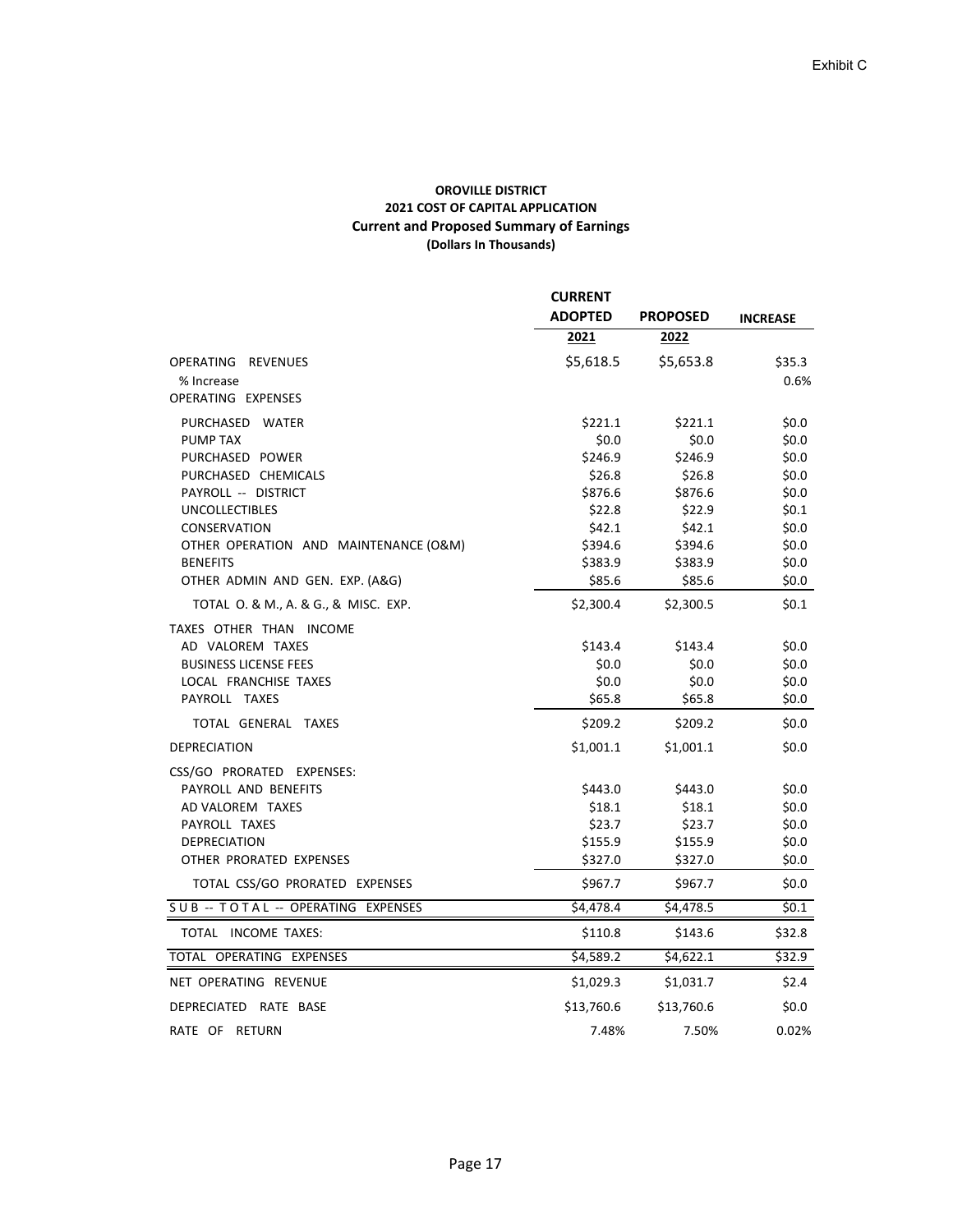Exhibit C

**OROVILLE DISTRICT**
**2021 COST OF CAPITAL APPLICATION**
**Current and Proposed Summary of Earnings**
**(Dollars In Thousands)**

| | CURRENT ADOPTED 2021 | PROPOSED 2022 | INCREASE |
|---|---|---|---|
| OPERATING REVENUES | \$5,618.5 | \$5,653.8 | \$35.3 |
| % Increase | | | 0.6% |
| OPERATING EXPENSES | | | |
| PURCHASED WATER | \$221.1 | \$221.1 | \$0.0 |
| PUMP TAX | \$0.0 | \$0.0 | \$0.0 |
| PURCHASED POWER | \$246.9 | \$246.9 | \$0.0 |
| PURCHASED CHEMICALS | \$26.8 | \$26.8 | \$0.0 |
| PAYROLL -- DISTRICT | \$876.6 | \$876.6 | \$0.0 |
| UNCOLLECTIBLES | \$22.8 | \$22.9 | \$0.1 |
| CONSERVATION | \$42.1 | \$42.1 | \$0.0 |
| OTHER OPERATION AND MAINTENANCE (O&M) | \$394.6 | \$394.6 | \$0.0 |
| BENEFITS | \$383.9 | \$383.9 | \$0.0 |
| OTHER ADMIN AND GEN. EXP. (A&G) | \$85.6 | \$85.6 | \$0.0 |
| TOTAL O. & M., A. & G., & MISC. EXP. | \$2,300.4 | \$2,300.5 | \$0.1 |
| TAXES OTHER THAN INCOME | | | |
| AD VALOREM TAXES | \$143.4 | \$143.4 | \$0.0 |
| BUSINESS LICENSE FEES | \$0.0 | \$0.0 | \$0.0 |
| LOCAL FRANCHISE TAXES | \$0.0 | \$0.0 | \$0.0 |
| PAYROLL TAXES | \$65.8 | \$65.8 | \$0.0 |
| TOTAL GENERAL TAXES | \$209.2 | \$209.2 | \$0.0 |
| DEPRECIATION | \$1,001.1 | \$1,001.1 | \$0.0 |
| CSS/GO PRORATED EXPENSES: | | | |
| PAYROLL AND BENEFITS | \$443.0 | \$443.0 | \$0.0 |
| AD VALOREM TAXES | \$18.1 | \$18.1 | \$0.0 |
| PAYROLL TAXES | \$23.7 | \$23.7 | \$0.0 |
| DEPRECIATION | \$155.9 | \$155.9 | \$0.0 |
| OTHER PRORATED EXPENSES | \$327.0 | \$327.0 | \$0.0 |
| TOTAL CSS/GO PRORATED EXPENSES | \$967.7 | \$967.7 | \$0.0 |
| SUB -- TOTAL -- OPERATING EXPENSES | \$4,478.4 | \$4,478.5 | \$0.1 |
| TOTAL INCOME TAXES: | \$110.8 | \$143.6 | \$32.8 |
| TOTAL OPERATING EXPENSES | \$4,589.2 | \$4,622.1 | \$32.9 |
| NET OPERATING REVENUE | \$1,029.3 | \$1,031.7 | \$2.4 |
| DEPRECIATED RATE BASE | \$13,760.6 | \$13,760.6 | \$0.0 |
| RATE OF RETURN | 7.48% | 7.50% | 0.02% |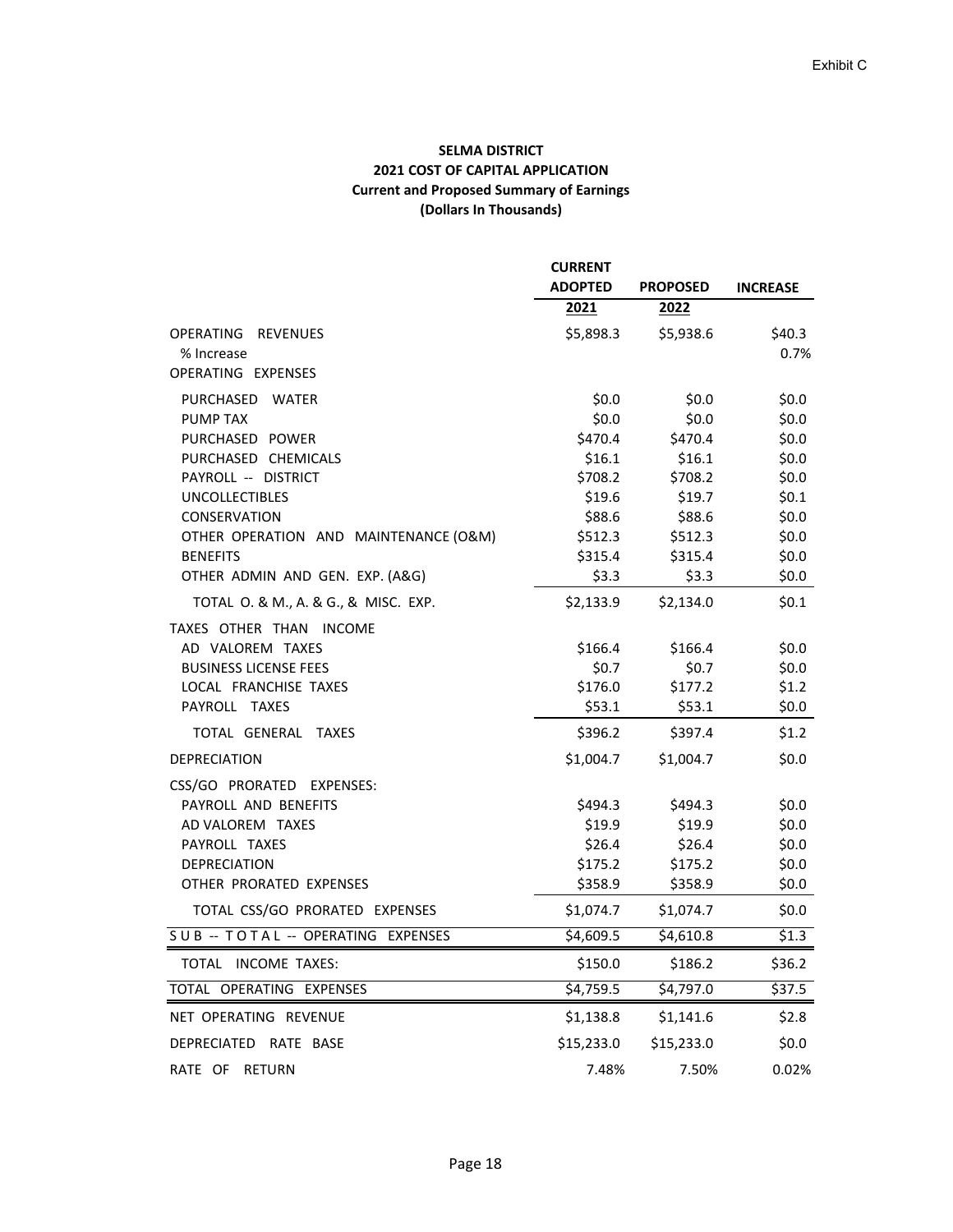Exhibit C

**SELMA DISTRICT**
**2021 COST OF CAPITAL APPLICATION**
**Current and Proposed Summary of Earnings**
**(Dollars In Thousands)**

| | CURRENT ADOPTED 2021 | PROPOSED 2022 | INCREASE |
|---|---|---|---|
| OPERATING REVENUES | $5,898.3 | $5,938.6 | $40.3 |
| % Increase | | | 0.7% |
| OPERATING EXPENSES | | | |
| PURCHASED WATER | $0.0 | $0.0 | $0.0 |
| PUMP TAX | $0.0 | $0.0 | $0.0 |
| PURCHASED POWER | $470.4 | $470.4 | $0.0 |
| PURCHASED CHEMICALS | $16.1 | $16.1 | $0.0 |
| PAYROLL -- DISTRICT | $708.2 | $708.2 | $0.0 |
| UNCOLLECTIBLES | $19.6 | $19.7 | $0.1 |
| CONSERVATION | $88.6 | $88.6 | $0.0 |
| OTHER OPERATION AND MAINTENANCE (O&M) | $512.3 | $512.3 | $0.0 |
| BENEFITS | $315.4 | $315.4 | $0.0 |
| OTHER ADMIN AND GEN. EXP. (A&G) | $3.3 | $3.3 | $0.0 |
| TOTAL O. & M., A. & G., & MISC. EXP. | $2,133.9 | $2,134.0 | $0.1 |
| TAXES OTHER THAN INCOME | | | |
| AD VALOREM TAXES | $166.4 | $166.4 | $0.0 |
| BUSINESS LICENSE FEES | $0.7 | $0.7 | $0.0 |
| LOCAL FRANCHISE TAXES | $176.0 | $177.2 | $1.2 |
| PAYROLL TAXES | $53.1 | $53.1 | $0.0 |
| TOTAL GENERAL TAXES | $396.2 | $397.4 | $1.2 |
| DEPRECIATION | $1,004.7 | $1,004.7 | $0.0 |
| CSS/GO PRORATED EXPENSES: | | | |
| PAYROLL AND BENEFITS | $494.3 | $494.3 | $0.0 |
| AD VALOREM TAXES | $19.9 | $19.9 | $0.0 |
| PAYROLL TAXES | $26.4 | $26.4 | $0.0 |
| DEPRECIATION | $175.2 | $175.2 | $0.0 |
| OTHER PRORATED EXPENSES | $358.9 | $358.9 | $0.0 |
| TOTAL CSS/GO PRORATED EXPENSES | $1,074.7 | $1,074.7 | $0.0 |
| SUB -- TOTAL -- OPERATING EXPENSES | $4,609.5 | $4,610.8 | $1.3 |
| TOTAL INCOME TAXES: | $150.0 | $186.2 | $36.2 |
| TOTAL OPERATING EXPENSES | $4,759.5 | $4,797.0 | $37.5 |
| NET OPERATING REVENUE | $1,138.8 | $1,141.6 | $2.8 |
| DEPRECIATED RATE BASE | $15,233.0 | $15,233.0 | $0.0 |
| RATE OF RETURN | 7.48% | 7.50% | 0.02% |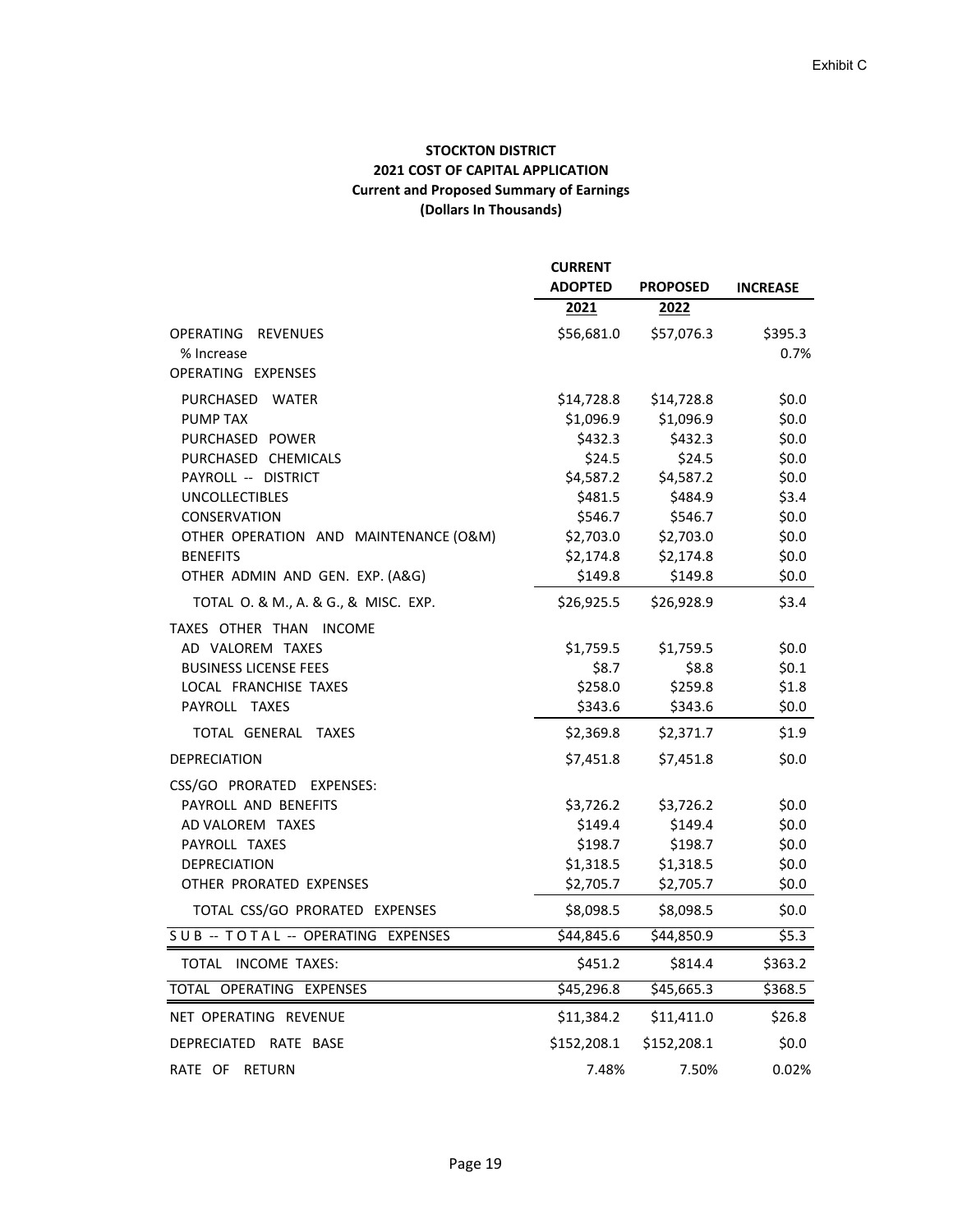Exhibit C

**STOCKTON DISTRICT**
**2021 COST OF CAPITAL APPLICATION**
**Current and Proposed Summary of Earnings**
**(Dollars In Thousands)**

| | CURRENT ADOPTED 2021 | PROPOSED 2022 | INCREASE |
|---|---|---|---|
| OPERATING REVENUES | $56,681.0 | $57,076.3 | $395.3 |
| % Increase | | | 0.7% |
| OPERATING EXPENSES | | | |
| PURCHASED WATER | $14,728.8 | $14,728.8 | $0.0 |
| PUMP TAX | $1,096.9 | $1,096.9 | $0.0 |
| PURCHASED POWER | $432.3 | $432.3 | $0.0 |
| PURCHASED CHEMICALS | $24.5 | $24.5 | $0.0 |
| PAYROLL -- DISTRICT | $4,587.2 | $4,587.2 | $0.0 |
| UNCOLLECTIBLES | $481.5 | $484.9 | $3.4 |
| CONSERVATION | $546.7 | $546.7 | $0.0 |
| OTHER OPERATION AND MAINTENANCE (O&M) | $2,703.0 | $2,703.0 | $0.0 |
| BENEFITS | $2,174.8 | $2,174.8 | $0.0 |
| OTHER ADMIN AND GEN. EXP. (A&G) | $149.8 | $149.8 | $0.0 |
| TOTAL O. & M., A. & G., & MISC. EXP. | $26,925.5 | $26,928.9 | $3.4 |
| TAXES OTHER THAN INCOME | | | |
| AD VALOREM TAXES | $1,759.5 | $1,759.5 | $0.0 |
| BUSINESS LICENSE FEES | $8.7 | $8.8 | $0.1 |
| LOCAL FRANCHISE TAXES | $258.0 | $259.8 | $1.8 |
| PAYROLL TAXES | $343.6 | $343.6 | $0.0 |
| TOTAL GENERAL TAXES | $2,369.8 | $2,371.7 | $1.9 |
| DEPRECIATION | $7,451.8 | $7,451.8 | $0.0 |
| CSS/GO PRORATED EXPENSES: | | | |
| PAYROLL AND BENEFITS | $3,726.2 | $3,726.2 | $0.0 |
| AD VALOREM TAXES | $149.4 | $149.4 | $0.0 |
| PAYROLL TAXES | $198.7 | $198.7 | $0.0 |
| DEPRECIATION | $1,318.5 | $1,318.5 | $0.0 |
| OTHER PRORATED EXPENSES | $2,705.7 | $2,705.7 | $0.0 |
| TOTAL CSS/GO PRORATED EXPENSES | $8,098.5 | $8,098.5 | $0.0 |
| S U B -- T O T A L -- OPERATING EXPENSES | $44,845.6 | $44,850.9 | $5.3 |
| TOTAL INCOME TAXES: | $451.2 | $814.4 | $363.2 |
| TOTAL OPERATING EXPENSES | $45,296.8 | $45,665.3 | $368.5 |
| NET OPERATING REVENUE | $11,384.2 | $11,411.0 | $26.8 |
| DEPRECIATED RATE BASE | $152,208.1 | $152,208.1 | $0.0 |
| RATE OF RETURN | 7.48% | 7.50% | 0.02% |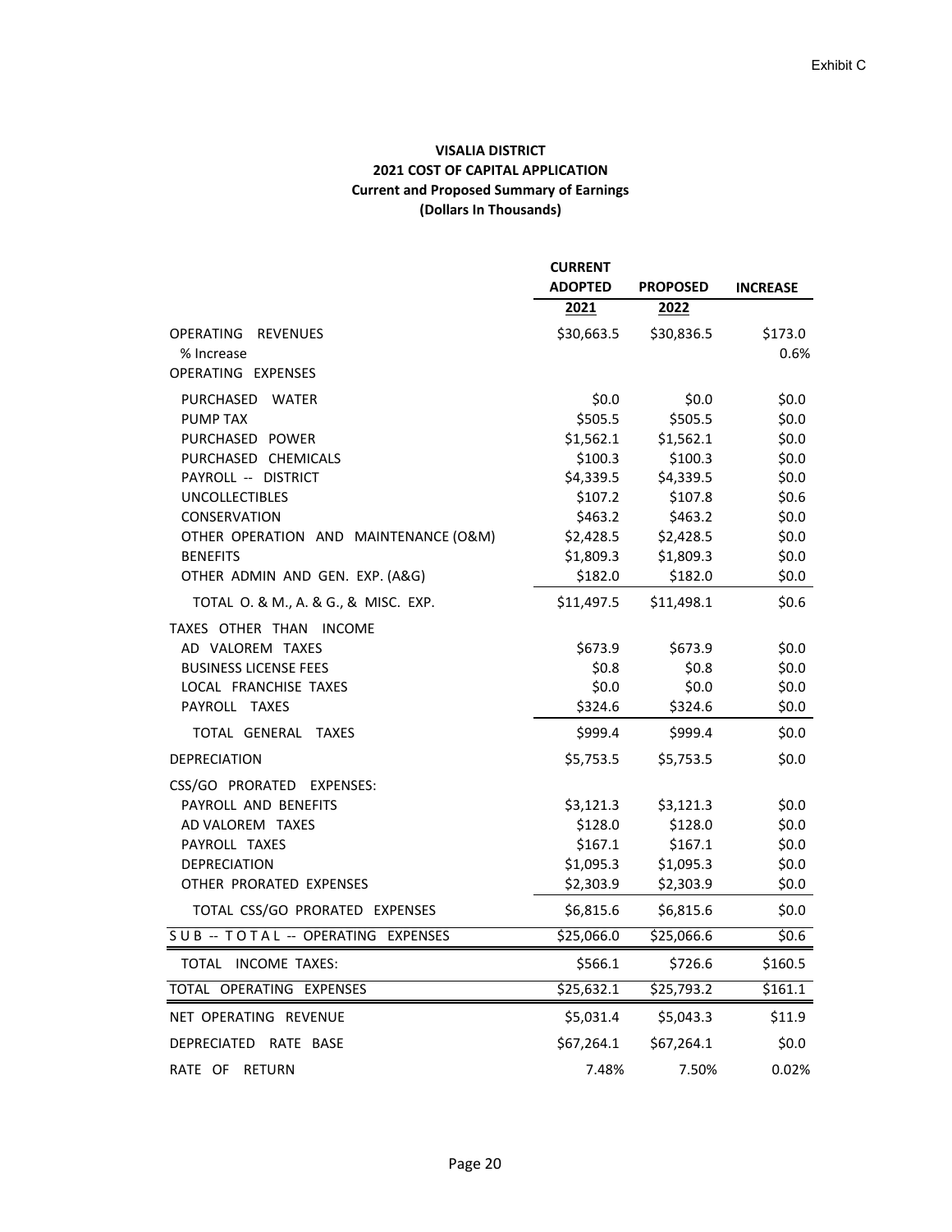Exhibit C

**VISALIA DISTRICT**
**2021 COST OF CAPITAL APPLICATION**
**Current and Proposed Summary of Earnings**
**(Dollars In Thousands)**

| | CURRENT ADOPTED 2021 | PROPOSED 2022 | INCREASE |
|---|---|---|---|
| OPERATING REVENUES | \$30,663.5 | \$30,836.5 | \$173.0 |
| % Increase | | | 0.6% |
| OPERATING EXPENSES | | | |
| PURCHASED WATER | \$0.0 | \$0.0 | \$0.0 |
| PUMP TAX | \$505.5 | \$505.5 | \$0.0 |
| PURCHASED POWER | \$1,562.1 | \$1,562.1 | \$0.0 |
| PURCHASED CHEMICALS | \$100.3 | \$100.3 | \$0.0 |
| PAYROLL -- DISTRICT | \$4,339.5 | \$4,339.5 | \$0.0 |
| UNCOLLECTIBLES | \$107.2 | \$107.8 | \$0.6 |
| CONSERVATION | \$463.2 | \$463.2 | \$0.0 |
| OTHER OPERATION AND MAINTENANCE (O&M) | \$2,428.5 | \$2,428.5 | \$0.0 |
| BENEFITS | \$1,809.3 | \$1,809.3 | \$0.0 |
| OTHER ADMIN AND GEN. EXP. (A&G) | \$182.0 | \$182.0 | \$0.0 |
| TOTAL O. & M., A. & G., & MISC. EXP. | \$11,497.5 | \$11,498.1 | \$0.6 |
| TAXES OTHER THAN INCOME | | | |
| AD VALOREM TAXES | \$673.9 | \$673.9 | \$0.0 |
| BUSINESS LICENSE FEES | \$0.8 | \$0.8 | \$0.0 |
| LOCAL FRANCHISE TAXES | \$0.0 | \$0.0 | \$0.0 |
| PAYROLL TAXES | \$324.6 | \$324.6 | \$0.0 |
| TOTAL GENERAL TAXES | \$999.4 | \$999.4 | \$0.0 |
| DEPRECIATION | \$5,753.5 | \$5,753.5 | \$0.0 |
| CSS/GO PRORATED EXPENSES: | | | |
| PAYROLL AND BENEFITS | \$3,121.3 | \$3,121.3 | \$0.0 |
| AD VALOREM TAXES | \$128.0 | \$128.0 | \$0.0 |
| PAYROLL TAXES | \$167.1 | \$167.1 | \$0.0 |
| DEPRECIATION | \$1,095.3 | \$1,095.3 | \$0.0 |
| OTHER PRORATED EXPENSES | \$2,303.9 | \$2,303.9 | \$0.0 |
| TOTAL CSS/GO PRORATED EXPENSES | \$6,815.6 | \$6,815.6 | \$0.0 |
| SUB -- TOTAL -- OPERATING EXPENSES | \$25,066.0 | \$25,066.6 | \$0.6 |
| TOTAL INCOME TAXES: | \$566.1 | \$726.6 | \$160.5 |
| TOTAL OPERATING EXPENSES | \$25,632.1 | \$25,793.2 | \$161.1 |
| NET OPERATING REVENUE | \$5,031.4 | \$5,043.3 | \$11.9 |
| DEPRECIATED RATE BASE | \$67,264.1 | \$67,264.1 | \$0.0 |
| RATE OF RETURN | 7.48% | 7.50% | 0.02% |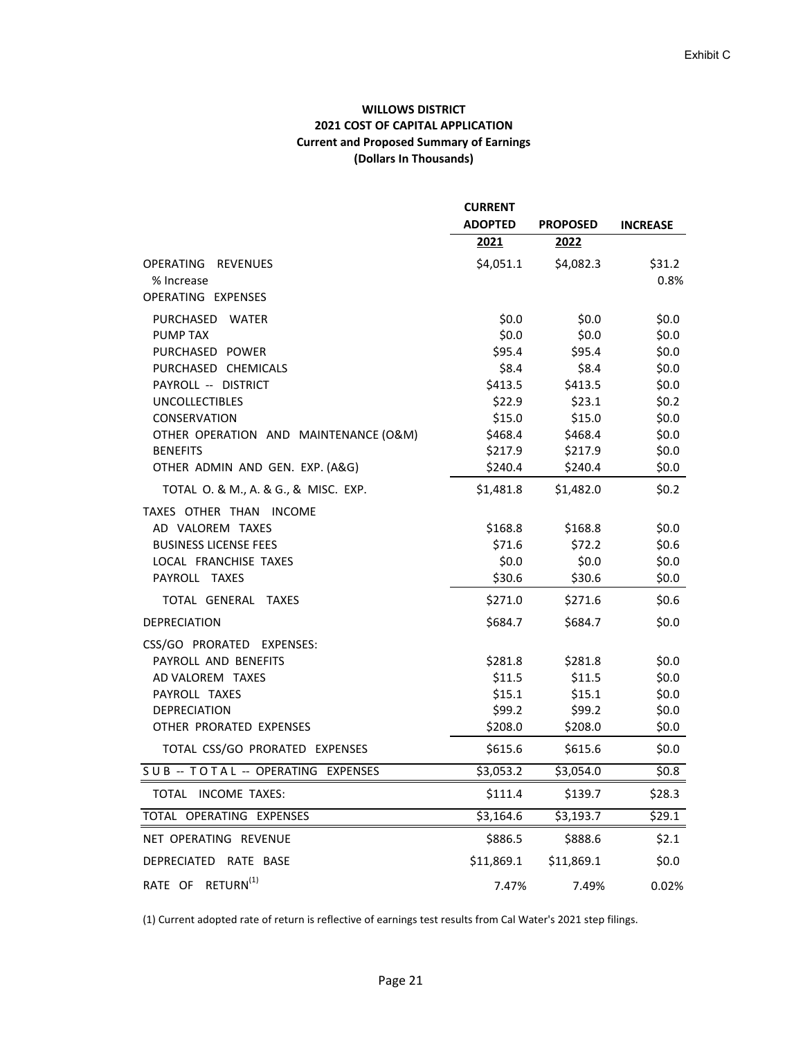Exhibit C

**WILLOWS DISTRICT**
**2021 COST OF CAPITAL APPLICATION**
**Current and Proposed Summary of Earnings**
**(Dollars In Thousands)**

| | CURRENT ADOPTED 2021 | PROPOSED 2022 | INCREASE |
|---|---|---|---|
| OPERATING REVENUES | $4,051.1 | $4,082.3 | $31.2 |
| % Increase | | | 0.8% |
| OPERATING EXPENSES | | | |
| PURCHASED WATER | $0.0 | $0.0 | $0.0 |
| PUMP TAX | $0.0 | $0.0 | $0.0 |
| PURCHASED POWER | $95.4 | $95.4 | $0.0 |
| PURCHASED CHEMICALS | $8.4 | $8.4 | $0.0 |
| PAYROLL -- DISTRICT | $413.5 | $413.5 | $0.0 |
| UNCOLLECTIBLES | $22.9 | $23.1 | $0.2 |
| CONSERVATION | $15.0 | $15.0 | $0.0 |
| OTHER OPERATION AND MAINTENANCE (O&M) | $468.4 | $468.4 | $0.0 |
| BENEFITS | $217.9 | $217.9 | $0.0 |
| OTHER ADMIN AND GEN. EXP. (A&G) | $240.4 | $240.4 | $0.0 |
| TOTAL O. & M., A. & G., & MISC. EXP. | $1,481.8 | $1,482.0 | $0.2 |
| TAXES OTHER THAN INCOME | | | |
| AD VALOREM TAXES | $168.8 | $168.8 | $0.0 |
| BUSINESS LICENSE FEES | $71.6 | $72.2 | $0.6 |
| LOCAL FRANCHISE TAXES | $0.0 | $0.0 | $0.0 |
| PAYROLL TAXES | $30.6 | $30.6 | $0.0 |
| TOTAL GENERAL TAXES | $271.0 | $271.6 | $0.6 |
| DEPRECIATION | $684.7 | $684.7 | $0.0 |
| CSS/GO PRORATED EXPENSES: | | | |
| PAYROLL AND BENEFITS | $281.8 | $281.8 | $0.0 |
| AD VALOREM TAXES | $11.5 | $11.5 | $0.0 |
| PAYROLL TAXES | $15.1 | $15.1 | $0.0 |
| DEPRECIATION | $99.2 | $99.2 | $0.0 |
| OTHER PRORATED EXPENSES | $208.0 | $208.0 | $0.0 |
| TOTAL CSS/GO PRORATED EXPENSES | $615.6 | $615.6 | $0.0 |
| SUB -- TOTAL -- OPERATING EXPENSES | $3,053.2 | $3,054.0 | $0.8 |
| TOTAL INCOME TAXES: | $111.4 | $139.7 | $28.3 |
| TOTAL OPERATING EXPENSES | $3,164.6 | $3,193.7 | $29.1 |
| NET OPERATING REVENUE | $886.5 | $888.6 | $2.1 |
| DEPRECIATED RATE BASE | $11,869.1 | $11,869.1 | $0.0 |
| RATE OF RETURN[1] | 7.47% | 7.49% | 0.02% |

(1) Current adopted rate of return is reflective of earnings test results from Cal Water's 2021 step filings.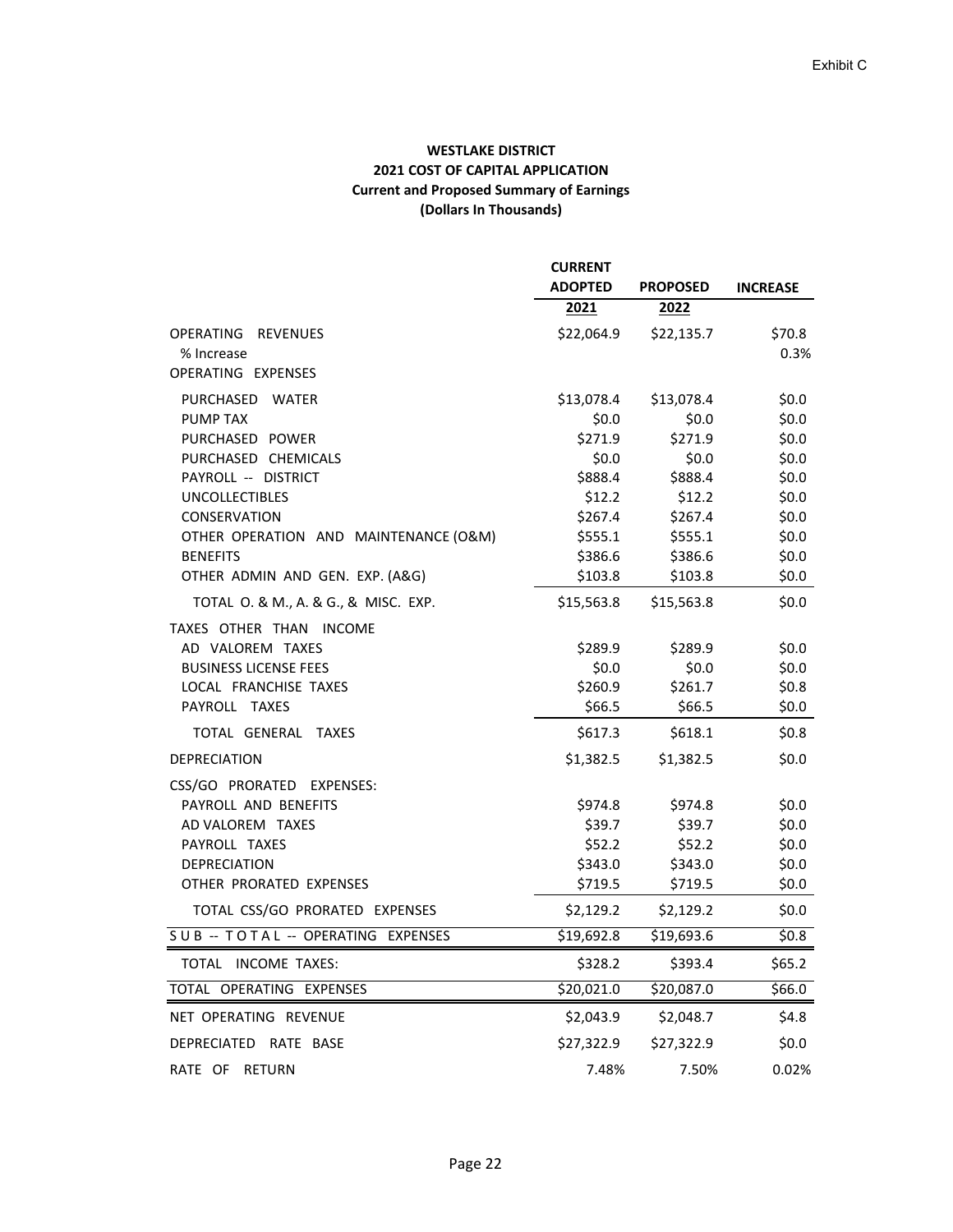Exhibit C

**WESTLAKE DISTRICT**
**2021 COST OF CAPITAL APPLICATION**
**Current and Proposed Summary of Earnings**
**(Dollars In Thousands)**

| | CURRENT ADOPTED 2021 | PROPOSED 2022 | INCREASE |
|---|---|---|---|
| OPERATING REVENUES | $22,064.9 | $22,135.7 | $70.8 |
| % Increase | | | 0.3% |
| OPERATING EXPENSES | | | |
| PURCHASED WATER | $13,078.4 | $13,078.4 | $0.0 |
| PUMP TAX | $0.0 | $0.0 | $0.0 |
| PURCHASED POWER | $271.9 | $271.9 | $0.0 |
| PURCHASED CHEMICALS | $0.0 | $0.0 | $0.0 |
| PAYROLL -- DISTRICT | $888.4 | $888.4 | $0.0 |
| UNCOLLECTIBLES | $12.2 | $12.2 | $0.0 |
| CONSERVATION | $267.4 | $267.4 | $0.0 |
| OTHER OPERATION AND MAINTENANCE (O&M) | $555.1 | $555.1 | $0.0 |
| BENEFITS | $386.6 | $386.6 | $0.0 |
| OTHER ADMIN AND GEN. EXP. (A&G) | $103.8 | $103.8 | $0.0 |
| TOTAL O. & M., A. & G., & MISC. EXP. | $15,563.8 | $15,563.8 | $0.0 |
| TAXES OTHER THAN INCOME | | | |
| AD VALOREM TAXES | $289.9 | $289.9 | $0.0 |
| BUSINESS LICENSE FEES | $0.0 | $0.0 | $0.0 |
| LOCAL FRANCHISE TAXES | $260.9 | $261.7 | $0.8 |
| PAYROLL TAXES | $66.5 | $66.5 | $0.0 |
| TOTAL GENERAL TAXES | $617.3 | $618.1 | $0.8 |
| DEPRECIATION | $1,382.5 | $1,382.5 | $0.0 |
| CSS/GO PRORATED EXPENSES: | | | |
| PAYROLL AND BENEFITS | $974.8 | $974.8 | $0.0 |
| AD VALOREM TAXES | $39.7 | $39.7 | $0.0 |
| PAYROLL TAXES | $52.2 | $52.2 | $0.0 |
| DEPRECIATION | $343.0 | $343.0 | $0.0 |
| OTHER PRORATED EXPENSES | $719.5 | $719.5 | $0.0 |
| TOTAL CSS/GO PRORATED EXPENSES | $2,129.2 | $2,129.2 | $0.0 |
| SUB -- TOTAL -- OPERATING EXPENSES | $19,692.8 | $19,693.6 | $0.8 |
| TOTAL INCOME TAXES: | $328.2 | $393.4 | $65.2 |
| TOTAL OPERATING EXPENSES | $20,021.0 | $20,087.0 | $66.0 |
| NET OPERATING REVENUE | $2,043.9 | $2,048.7 | $4.8 |
| DEPRECIATED RATE BASE | $27,322.9 | $27,322.9 | $0.0 |
| RATE OF RETURN | 7.48% | 7.50% | 0.02% |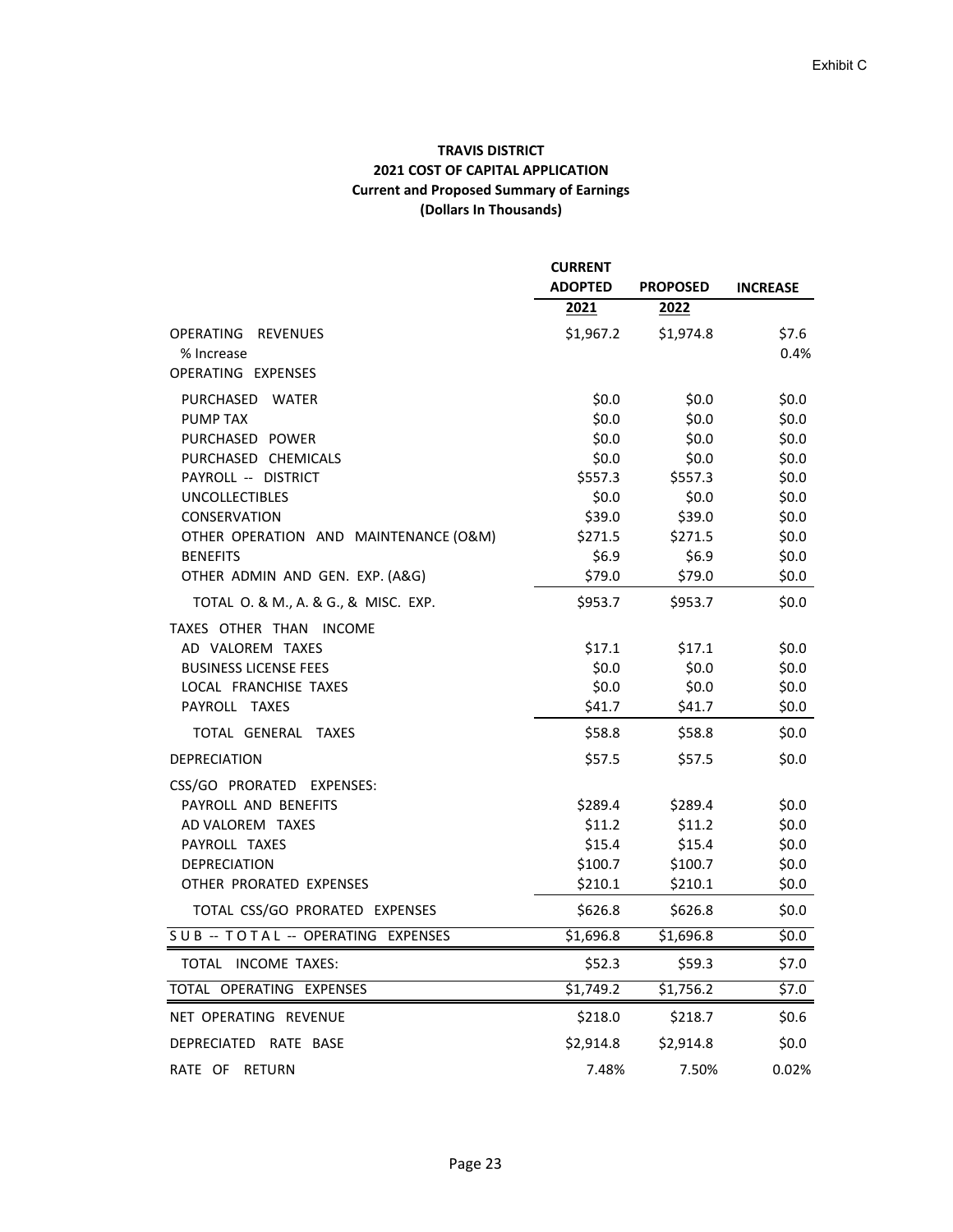Exhibit C

**TRAVIS DISTRICT**
**2021 COST OF CAPITAL APPLICATION**
**Current and Proposed Summary of Earnings**
**(Dollars In Thousands)**

| | CURRENT ADOPTED 2021 | PROPOSED 2022 | INCREASE |
|---|---|---|---|
| OPERATING REVENUES | $1,967.2 | $1,974.8 | $7.6 |
| % Increase | | | 0.4% |
| OPERATING EXPENSES | | | |
| PURCHASED WATER | $0.0 | $0.0 | $0.0 |
| PUMP TAX | $0.0 | $0.0 | $0.0 |
| PURCHASED POWER | $0.0 | $0.0 | $0.0 |
| PURCHASED CHEMICALS | $0.0 | $0.0 | $0.0 |
| PAYROLL -- DISTRICT | $557.3 | $557.3 | $0.0 |
| UNCOLLECTIBLES | $0.0 | $0.0 | $0.0 |
| CONSERVATION | $39.0 | $39.0 | $0.0 |
| OTHER OPERATION AND MAINTENANCE (O&M) | $271.5 | $271.5 | $0.0 |
| BENEFITS | $6.9 | $6.9 | $0.0 |
| OTHER ADMIN AND GEN. EXP. (A&G) | $79.0 | $79.0 | $0.0 |
| TOTAL O. & M., A. & G., & MISC. EXP. | $953.7 | $953.7 | $0.0 |
| TAXES OTHER THAN INCOME | | | |
| AD VALOREM TAXES | $17.1 | $17.1 | $0.0 |
| BUSINESS LICENSE FEES | $0.0 | $0.0 | $0.0 |
| LOCAL FRANCHISE TAXES | $0.0 | $0.0 | $0.0 |
| PAYROLL TAXES | $41.7 | $41.7 | $0.0 |
| TOTAL GENERAL TAXES | $58.8 | $58.8 | $0.0 |
| DEPRECIATION | $57.5 | $57.5 | $0.0 |
| CSS/GO PRORATED EXPENSES: | | | |
| PAYROLL AND BENEFITS | $289.4 | $289.4 | $0.0 |
| AD VALOREM TAXES | $11.2 | $11.2 | $0.0 |
| PAYROLL TAXES | $15.4 | $15.4 | $0.0 |
| DEPRECIATION | $100.7 | $100.7 | $0.0 |
| OTHER PRORATED EXPENSES | $210.1 | $210.1 | $0.0 |
| TOTAL CSS/GO PRORATED EXPENSES | $626.8 | $626.8 | $0.0 |
| SUB -- TOTAL -- OPERATING EXPENSES | $1,696.8 | $1,696.8 | $0.0 |
| TOTAL INCOME TAXES: | $52.3 | $59.3 | $7.0 |
| TOTAL OPERATING EXPENSES | $1,749.2 | $1,756.2 | $7.0 |
| NET OPERATING REVENUE | $218.0 | $218.7 | $0.6 |
| DEPRECIATED RATE BASE | $2,914.8 | $2,914.8 | $0.0 |
| RATE OF RETURN | 7.48% | 7.50% | 0.02% |